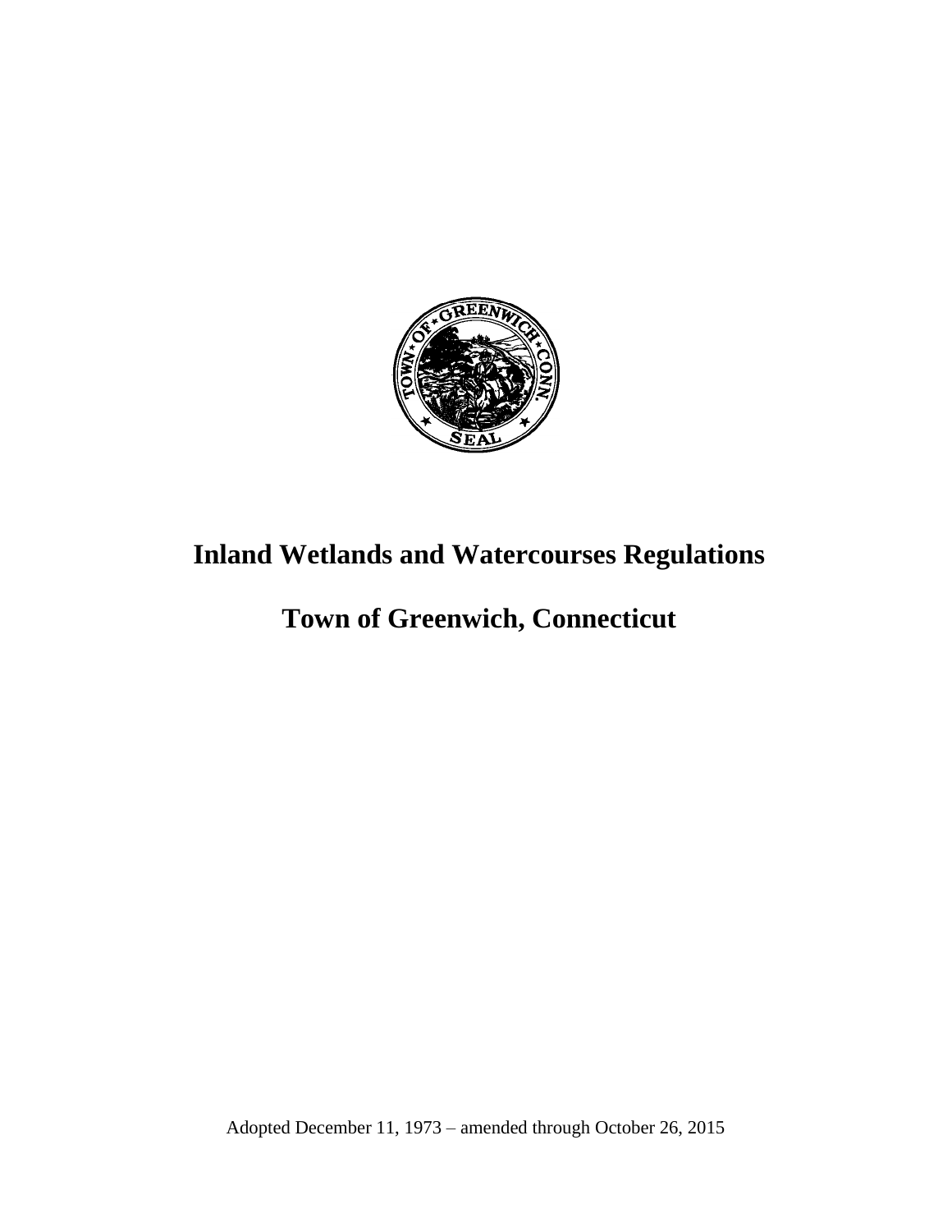# Inland Wetlands and Watercourses Regulations

# Town of Greenwich, Connecticut

Adopted December 11, 1973 – amended through October 26, 2015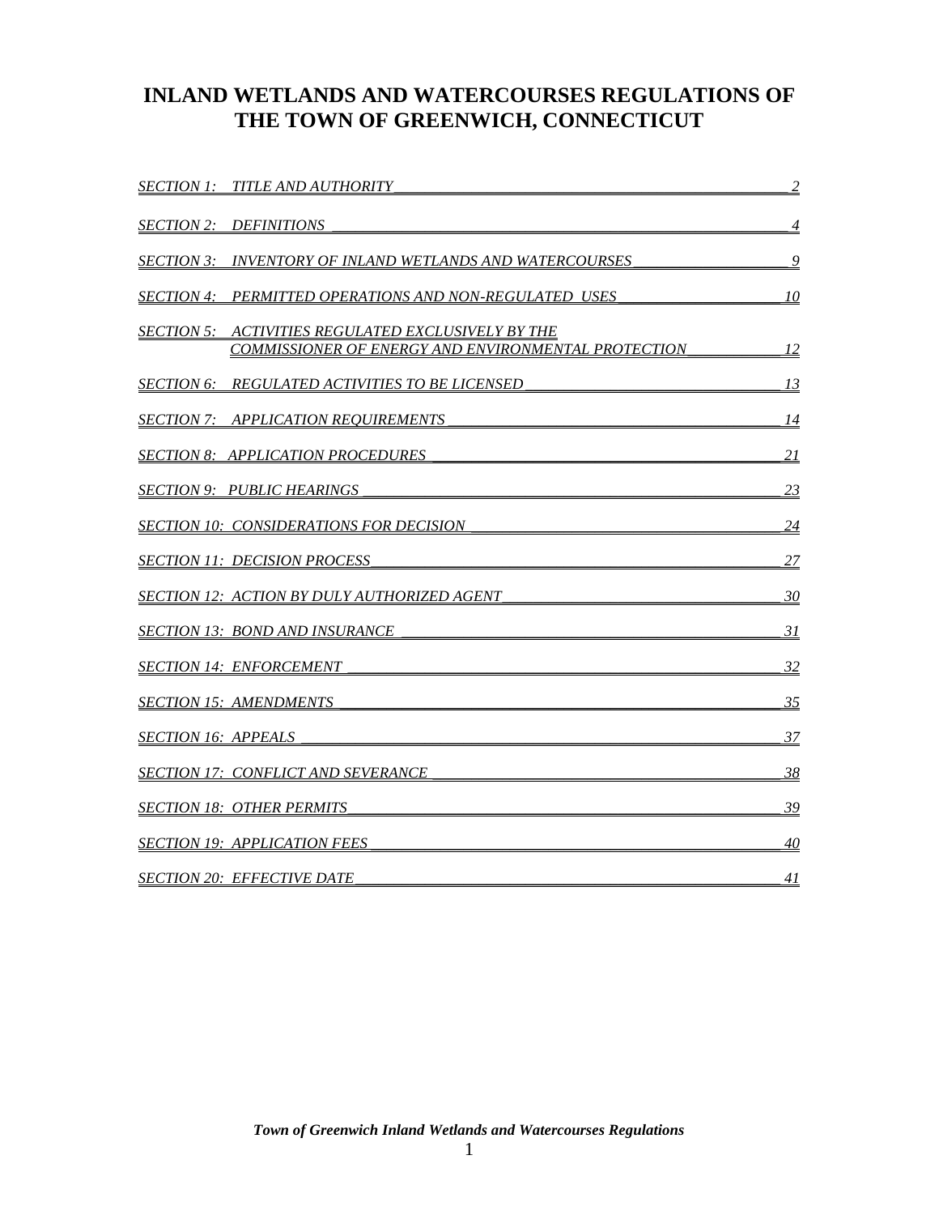# INLAND WETLANDS AND WATERCOURSES REGULATIONS OF THE TOWN OF GREENWICH, CONNECTICUT

| | |
|---|---|
| *SECTION 1: TITLE AND AUTHORITY* | *2* |
| *SECTION 2: DEFINITIONS* | *4* |
| *SECTION 3: INVENTORY OF INLAND WETLANDS AND WATERCOURSES* | *9* |
| *SECTION 4: PERMITTED OPERATIONS AND NON-REGULATED USES* | *10* |
| *SECTION 5: ACTIVITIES REGULATED EXCLUSIVELY BY THE COMMISSIONER OF ENERGY AND ENVIRONMENTAL PROTECTION* | *12* |
| *SECTION 6: REGULATED ACTIVITIES TO BE LICENSED* | *13* |
| *SECTION 7: APPLICATION REQUIREMENTS* | *14* |
| *SECTION 8: APPLICATION PROCEDURES* | *21* |
| *SECTION 9: PUBLIC HEARINGS* | *23* |
| *SECTION 10: CONSIDERATIONS FOR DECISION* | *24* |
| *SECTION 11: DECISION PROCESS* | *27* |
| *SECTION 12: ACTION BY DULY AUTHORIZED AGENT* | *30* |
| *SECTION 13: BOND AND INSURANCE* | *31* |
| *SECTION 14: ENFORCEMENT* | *32* |
| *SECTION 15: AMENDMENTS* | *35* |
| *SECTION 16: APPEALS* | *37* |
| *SECTION 17: CONFLICT AND SEVERANCE* | *38* |
| *SECTION 18: OTHER PERMITS* | *39* |
| *SECTION 19: APPLICATION FEES* | *40* |
| *SECTION 20: EFFECTIVE DATE* | *41* |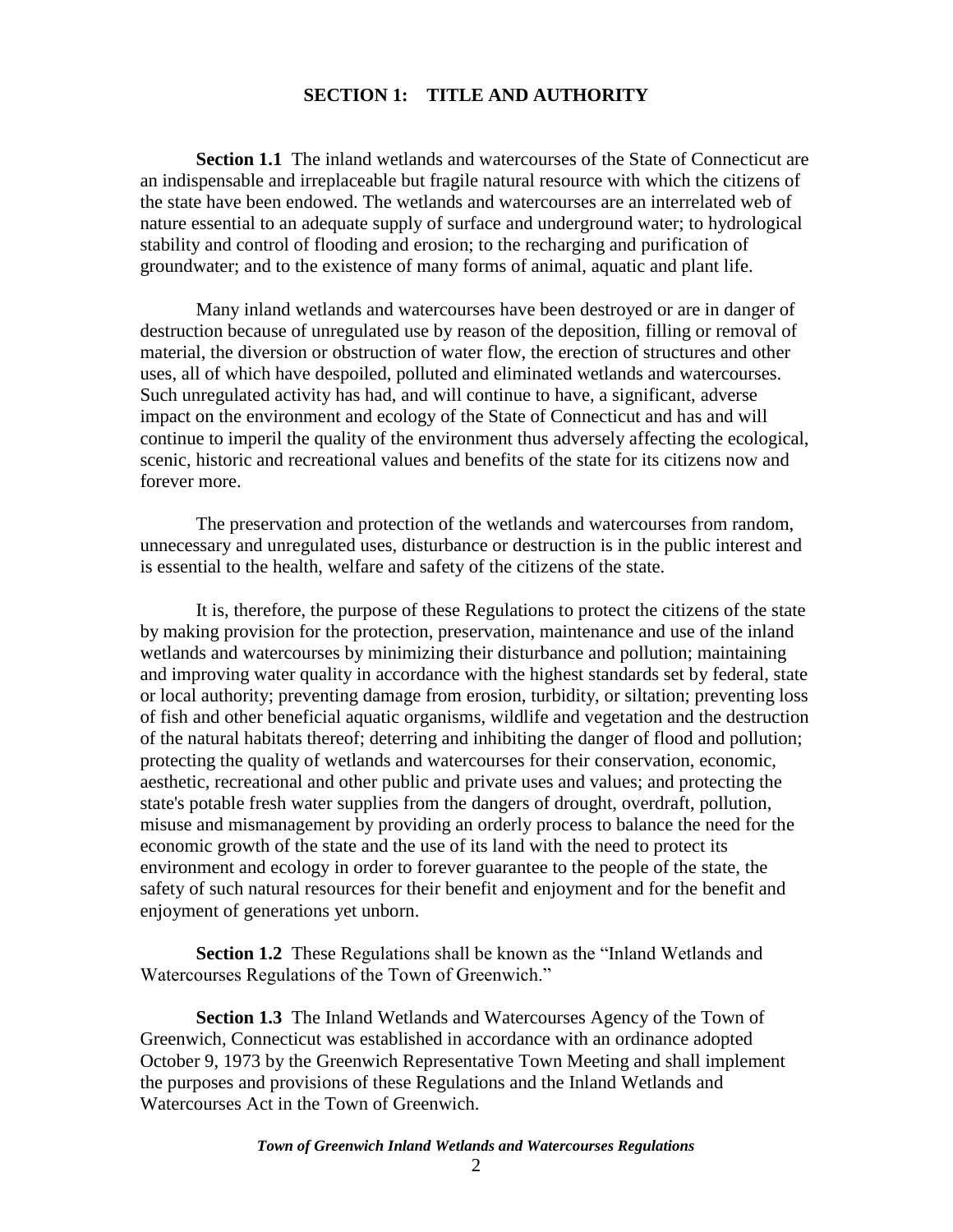## SECTION 1: TITLE AND AUTHORITY

**Section 1.1** The inland wetlands and watercourses of the State of Connecticut are an indispensable and irreplaceable but fragile natural resource with which the citizens of the state have been endowed. The wetlands and watercourses are an interrelated web of nature essential to an adequate supply of surface and underground water; to hydrological stability and control of flooding and erosion; to the recharging and purification of groundwater; and to the existence of many forms of animal, aquatic and plant life.

Many inland wetlands and watercourses have been destroyed or are in danger of destruction because of unregulated use by reason of the deposition, filling or removal of material, the diversion or obstruction of water flow, the erection of structures and other uses, all of which have despoiled, polluted and eliminated wetlands and watercourses. Such unregulated activity has had, and will continue to have, a significant, adverse impact on the environment and ecology of the State of Connecticut and has and will continue to imperil the quality of the environment thus adversely affecting the ecological, scenic, historic and recreational values and benefits of the state for its citizens now and forever more.

The preservation and protection of the wetlands and watercourses from random, unnecessary and unregulated uses, disturbance or destruction is in the public interest and is essential to the health, welfare and safety of the citizens of the state.

It is, therefore, the purpose of these Regulations to protect the citizens of the state by making provision for the protection, preservation, maintenance and use of the inland wetlands and watercourses by minimizing their disturbance and pollution; maintaining and improving water quality in accordance with the highest standards set by federal, state or local authority; preventing damage from erosion, turbidity, or siltation; preventing loss of fish and other beneficial aquatic organisms, wildlife and vegetation and the destruction of the natural habitats thereof; deterring and inhibiting the danger of flood and pollution; protecting the quality of wetlands and watercourses for their conservation, economic, aesthetic, recreational and other public and private uses and values; and protecting the state's potable fresh water supplies from the dangers of drought, overdraft, pollution, misuse and mismanagement by providing an orderly process to balance the need for the economic growth of the state and the use of its land with the need to protect its environment and ecology in order to forever guarantee to the people of the state, the safety of such natural resources for their benefit and enjoyment and for the benefit and enjoyment of generations yet unborn.

**Section 1.2** These Regulations shall be known as the "Inland Wetlands and Watercourses Regulations of the Town of Greenwich."

**Section 1.3** The Inland Wetlands and Watercourses Agency of the Town of Greenwich, Connecticut was established in accordance with an ordinance adopted October 9, 1973 by the Greenwich Representative Town Meeting and shall implement the purposes and provisions of these Regulations and the Inland Wetlands and Watercourses Act in the Town of Greenwich.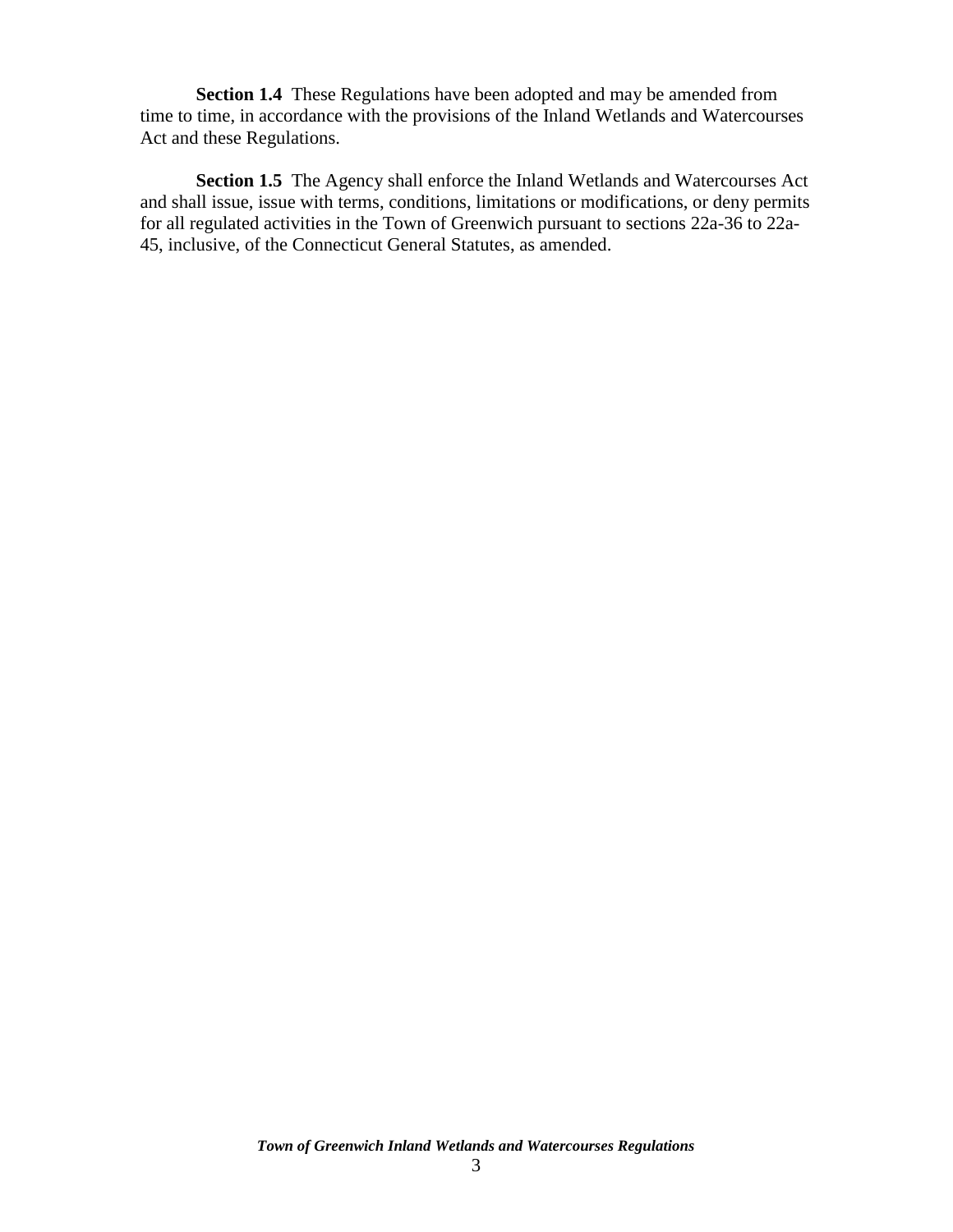**Section 1.4** These Regulations have been adopted and may be amended from time to time, in accordance with the provisions of the Inland Wetlands and Watercourses Act and these Regulations.

**Section 1.5** The Agency shall enforce the Inland Wetlands and Watercourses Act and shall issue, issue with terms, conditions, limitations or modifications, or deny permits for all regulated activities in the Town of Greenwich pursuant to sections 22a-36 to 22a-45, inclusive, of the Connecticut General Statutes, as amended.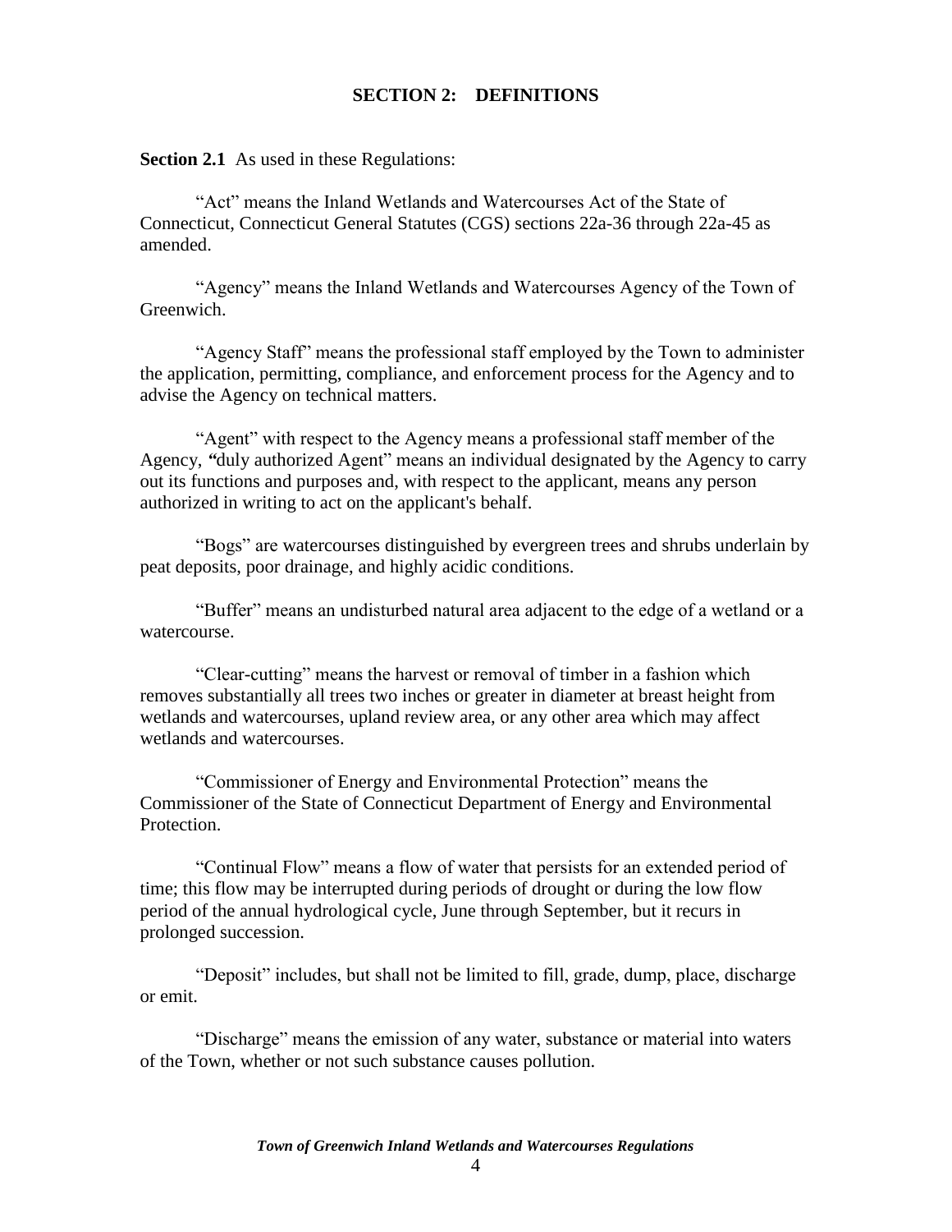## SECTION 2: DEFINITIONS

**Section 2.1** As used in these Regulations:

"Act" means the Inland Wetlands and Watercourses Act of the State of Connecticut, Connecticut General Statutes (CGS) sections 22a-36 through 22a-45 as amended.

"Agency" means the Inland Wetlands and Watercourses Agency of the Town of Greenwich.

"Agency Staff" means the professional staff employed by the Town to administer the application, permitting, compliance, and enforcement process for the Agency and to advise the Agency on technical matters.

"Agent" with respect to the Agency means a professional staff member of the Agency, *"*duly authorized Agent" means an individual designated by the Agency to carry out its functions and purposes and, with respect to the applicant, means any person authorized in writing to act on the applicant's behalf.

"Bogs" are watercourses distinguished by evergreen trees and shrubs underlain by peat deposits, poor drainage, and highly acidic conditions.

"Buffer" means an undisturbed natural area adjacent to the edge of a wetland or a watercourse.

"Clear-cutting" means the harvest or removal of timber in a fashion which removes substantially all trees two inches or greater in diameter at breast height from wetlands and watercourses, upland review area, or any other area which may affect wetlands and watercourses.

"Commissioner of Energy and Environmental Protection" means the Commissioner of the State of Connecticut Department of Energy and Environmental Protection.

"Continual Flow" means a flow of water that persists for an extended period of time; this flow may be interrupted during periods of drought or during the low flow period of the annual hydrological cycle, June through September, but it recurs in prolonged succession.

"Deposit" includes, but shall not be limited to fill, grade, dump, place, discharge or emit.

"Discharge" means the emission of any water, substance or material into waters of the Town, whether or not such substance causes pollution.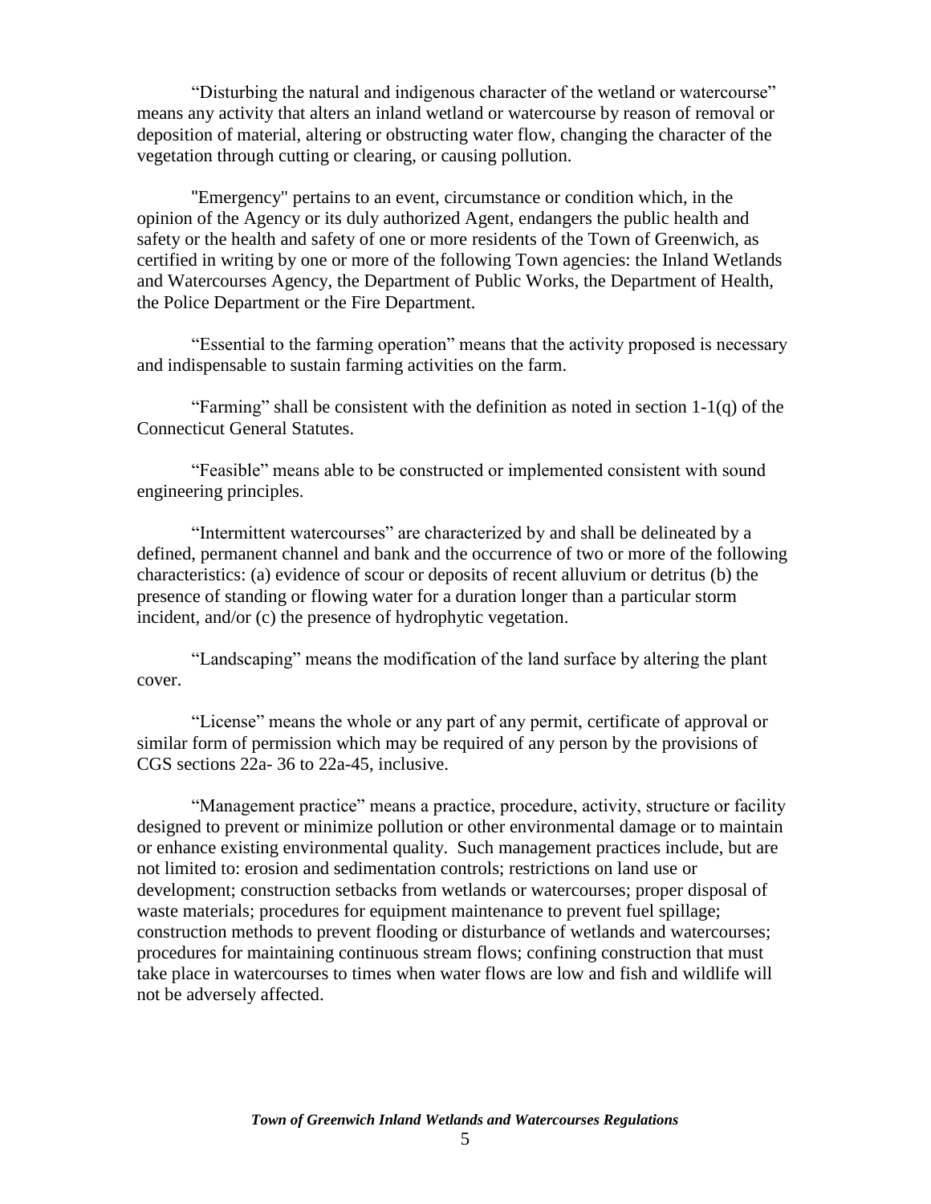"Disturbing the natural and indigenous character of the wetland or watercourse" means any activity that alters an inland wetland or watercourse by reason of removal or deposition of material, altering or obstructing water flow, changing the character of the vegetation through cutting or clearing, or causing pollution.

"Emergency" pertains to an event, circumstance or condition which, in the opinion of the Agency or its duly authorized Agent, endangers the public health and safety or the health and safety of one or more residents of the Town of Greenwich, as certified in writing by one or more of the following Town agencies: the Inland Wetlands and Watercourses Agency, the Department of Public Works, the Department of Health, the Police Department or the Fire Department.

"Essential to the farming operation" means that the activity proposed is necessary and indispensable to sustain farming activities on the farm.

"Farming" shall be consistent with the definition as noted in section 1-1(q) of the Connecticut General Statutes.

"Feasible" means able to be constructed or implemented consistent with sound engineering principles.

"Intermittent watercourses" are characterized by and shall be delineated by a defined, permanent channel and bank and the occurrence of two or more of the following characteristics: (a) evidence of scour or deposits of recent alluvium or detritus (b) the presence of standing or flowing water for a duration longer than a particular storm incident, and/or (c) the presence of hydrophytic vegetation.

"Landscaping" means the modification of the land surface by altering the plant cover.

"License" means the whole or any part of any permit, certificate of approval or similar form of permission which may be required of any person by the provisions of CGS sections 22a- 36 to 22a-45, inclusive.

"Management practice" means a practice, procedure, activity, structure or facility designed to prevent or minimize pollution or other environmental damage or to maintain or enhance existing environmental quality. Such management practices include, but are not limited to: erosion and sedimentation controls; restrictions on land use or development; construction setbacks from wetlands or watercourses; proper disposal of waste materials; procedures for equipment maintenance to prevent fuel spillage; construction methods to prevent flooding or disturbance of wetlands and watercourses; procedures for maintaining continuous stream flows; confining construction that must take place in watercourses to times when water flows are low and fish and wildlife will not be adversely affected.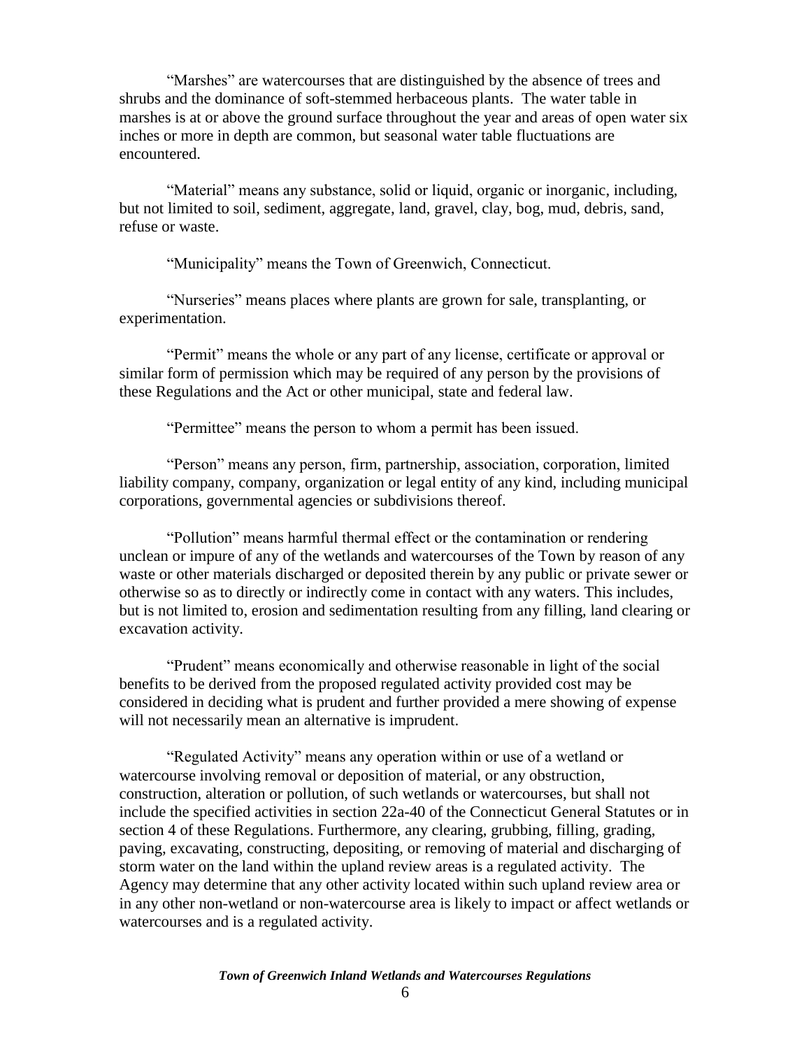"Marshes" are watercourses that are distinguished by the absence of trees and shrubs and the dominance of soft-stemmed herbaceous plants. The water table in marshes is at or above the ground surface throughout the year and areas of open water six inches or more in depth are common, but seasonal water table fluctuations are encountered.

"Material" means any substance, solid or liquid, organic or inorganic, including, but not limited to soil, sediment, aggregate, land, gravel, clay, bog, mud, debris, sand, refuse or waste.

"Municipality" means the Town of Greenwich, Connecticut.

"Nurseries" means places where plants are grown for sale, transplanting, or experimentation.

"Permit" means the whole or any part of any license, certificate or approval or similar form of permission which may be required of any person by the provisions of these Regulations and the Act or other municipal, state and federal law.

"Permittee" means the person to whom a permit has been issued.

"Person" means any person, firm, partnership, association, corporation, limited liability company, company, organization or legal entity of any kind, including municipal corporations, governmental agencies or subdivisions thereof.

"Pollution" means harmful thermal effect or the contamination or rendering unclean or impure of any of the wetlands and watercourses of the Town by reason of any waste or other materials discharged or deposited therein by any public or private sewer or otherwise so as to directly or indirectly come in contact with any waters. This includes, but is not limited to, erosion and sedimentation resulting from any filling, land clearing or excavation activity.

"Prudent" means economically and otherwise reasonable in light of the social benefits to be derived from the proposed regulated activity provided cost may be considered in deciding what is prudent and further provided a mere showing of expense will not necessarily mean an alternative is imprudent.

"Regulated Activity" means any operation within or use of a wetland or watercourse involving removal or deposition of material, or any obstruction, construction, alteration or pollution, of such wetlands or watercourses, but shall not include the specified activities in section 22a-40 of the Connecticut General Statutes or in section 4 of these Regulations. Furthermore, any clearing, grubbing, filling, grading, paving, excavating, constructing, depositing, or removing of material and discharging of storm water on the land within the upland review areas is a regulated activity. The Agency may determine that any other activity located within such upland review area or in any other non-wetland or non-watercourse area is likely to impact or affect wetlands or watercourses and is a regulated activity.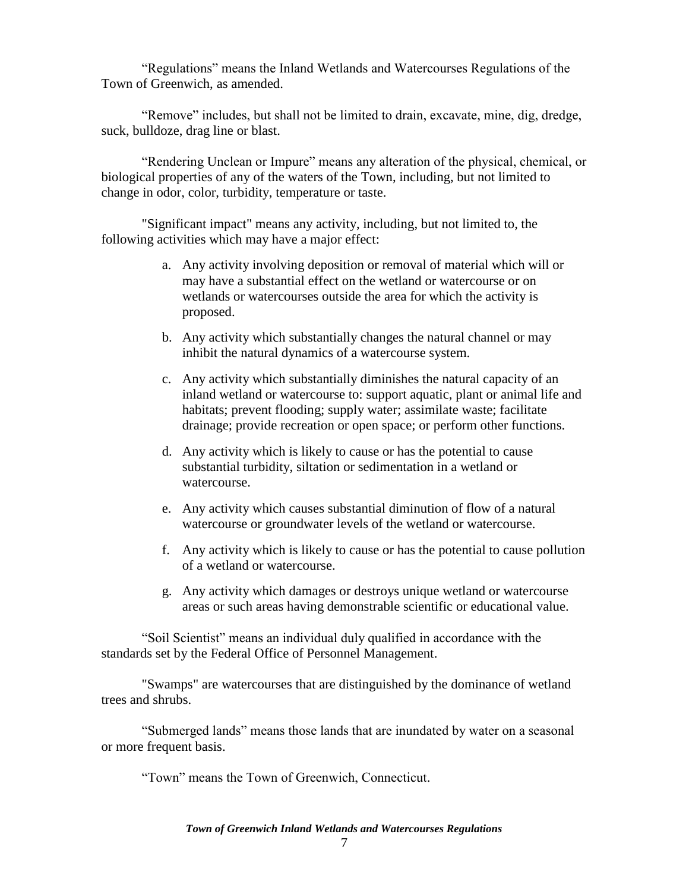"Regulations" means the Inland Wetlands and Watercourses Regulations of the Town of Greenwich, as amended.

"Remove" includes, but shall not be limited to drain, excavate, mine, dig, dredge, suck, bulldoze, drag line or blast.

"Rendering Unclean or Impure" means any alteration of the physical, chemical, or biological properties of any of the waters of the Town, including, but not limited to change in odor, color, turbidity, temperature or taste.

"Significant impact" means any activity, including, but not limited to, the following activities which may have a major effect:

a. Any activity involving deposition or removal of material which will or may have a substantial effect on the wetland or watercourse or on wetlands or watercourses outside the area for which the activity is proposed.

b. Any activity which substantially changes the natural channel or may inhibit the natural dynamics of a watercourse system.

c. Any activity which substantially diminishes the natural capacity of an inland wetland or watercourse to: support aquatic, plant or animal life and habitats; prevent flooding; supply water; assimilate waste; facilitate drainage; provide recreation or open space; or perform other functions.

d. Any activity which is likely to cause or has the potential to cause substantial turbidity, siltation or sedimentation in a wetland or watercourse.

e. Any activity which causes substantial diminution of flow of a natural watercourse or groundwater levels of the wetland or watercourse.

f. Any activity which is likely to cause or has the potential to cause pollution of a wetland or watercourse.

g. Any activity which damages or destroys unique wetland or watercourse areas or such areas having demonstrable scientific or educational value.

"Soil Scientist" means an individual duly qualified in accordance with the standards set by the Federal Office of Personnel Management.

"Swamps" are watercourses that are distinguished by the dominance of wetland trees and shrubs.

"Submerged lands" means those lands that are inundated by water on a seasonal or more frequent basis.

"Town" means the Town of Greenwich, Connecticut.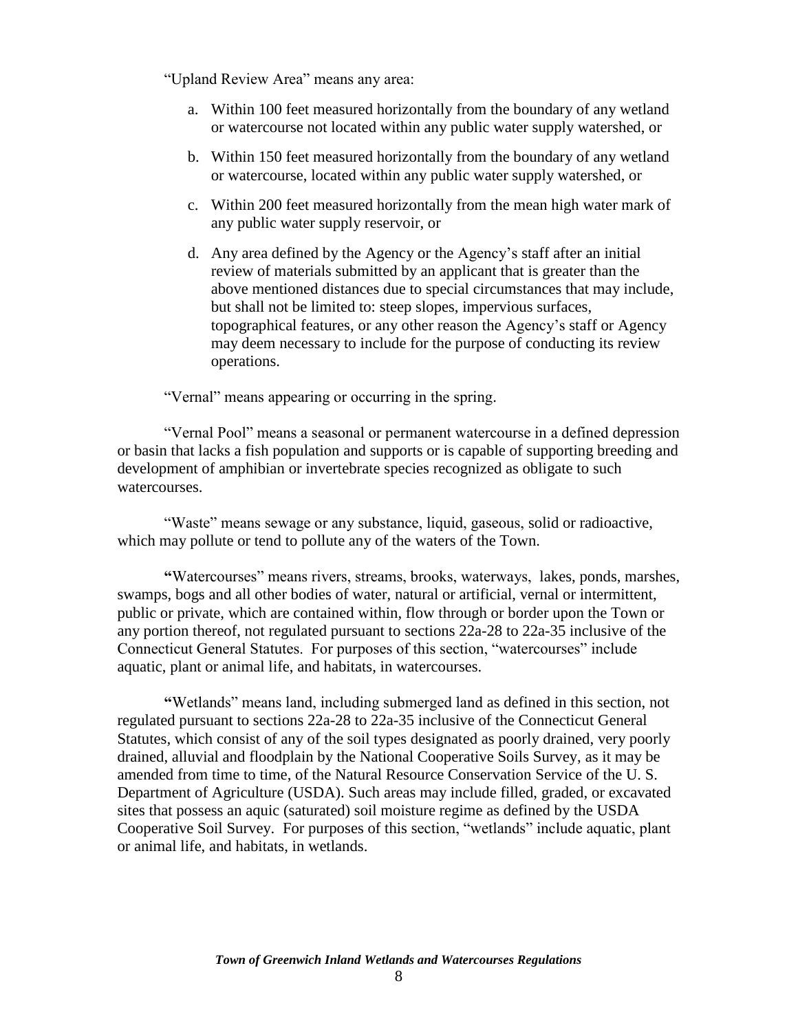"Upland Review Area" means any area:

a. Within 100 feet measured horizontally from the boundary of any wetland or watercourse not located within any public water supply watershed, or

b. Within 150 feet measured horizontally from the boundary of any wetland or watercourse, located within any public water supply watershed, or

c. Within 200 feet measured horizontally from the mean high water mark of any public water supply reservoir, or

d. Any area defined by the Agency or the Agency's staff after an initial review of materials submitted by an applicant that is greater than the above mentioned distances due to special circumstances that may include, but shall not be limited to: steep slopes, impervious surfaces, topographical features, or any other reason the Agency's staff or Agency may deem necessary to include for the purpose of conducting its review operations.

"Vernal" means appearing or occurring in the spring.

"Vernal Pool" means a seasonal or permanent watercourse in a defined depression or basin that lacks a fish population and supports or is capable of supporting breeding and development of amphibian or invertebrate species recognized as obligate to such watercourses.

"Waste" means sewage or any substance, liquid, gaseous, solid or radioactive, which may pollute or tend to pollute any of the waters of the Town.

**"**Watercourses" means rivers, streams, brooks, waterways, lakes, ponds, marshes, swamps, bogs and all other bodies of water, natural or artificial, vernal or intermittent, public or private, which are contained within, flow through or border upon the Town or any portion thereof, not regulated pursuant to sections 22a-28 to 22a-35 inclusive of the Connecticut General Statutes. For purposes of this section, "watercourses" include aquatic, plant or animal life, and habitats, in watercourses.

**"**Wetlands" means land, including submerged land as defined in this section, not regulated pursuant to sections 22a-28 to 22a-35 inclusive of the Connecticut General Statutes, which consist of any of the soil types designated as poorly drained, very poorly drained, alluvial and floodplain by the National Cooperative Soils Survey, as it may be amended from time to time, of the Natural Resource Conservation Service of the U. S. Department of Agriculture (USDA). Such areas may include filled, graded, or excavated sites that possess an aquic (saturated) soil moisture regime as defined by the USDA Cooperative Soil Survey. For purposes of this section, "wetlands" include aquatic, plant or animal life, and habitats, in wetlands.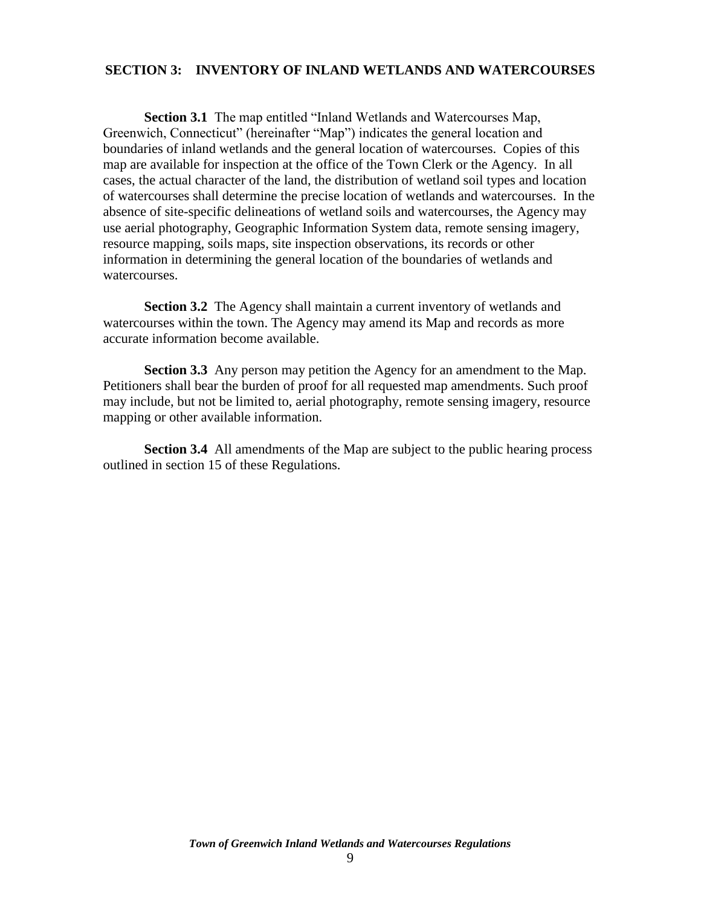## SECTION 3: INVENTORY OF INLAND WETLANDS AND WATERCOURSES

**Section 3.1** The map entitled "Inland Wetlands and Watercourses Map, Greenwich, Connecticut" (hereinafter "Map") indicates the general location and boundaries of inland wetlands and the general location of watercourses. Copies of this map are available for inspection at the office of the Town Clerk or the Agency. In all cases, the actual character of the land, the distribution of wetland soil types and location of watercourses shall determine the precise location of wetlands and watercourses. In the absence of site-specific delineations of wetland soils and watercourses, the Agency may use aerial photography, Geographic Information System data, remote sensing imagery, resource mapping, soils maps, site inspection observations, its records or other information in determining the general location of the boundaries of wetlands and watercourses.

**Section 3.2** The Agency shall maintain a current inventory of wetlands and watercourses within the town. The Agency may amend its Map and records as more accurate information become available.

**Section 3.3** Any person may petition the Agency for an amendment to the Map. Petitioners shall bear the burden of proof for all requested map amendments. Such proof may include, but not be limited to, aerial photography, remote sensing imagery, resource mapping or other available information.

**Section 3.4** All amendments of the Map are subject to the public hearing process outlined in section 15 of these Regulations.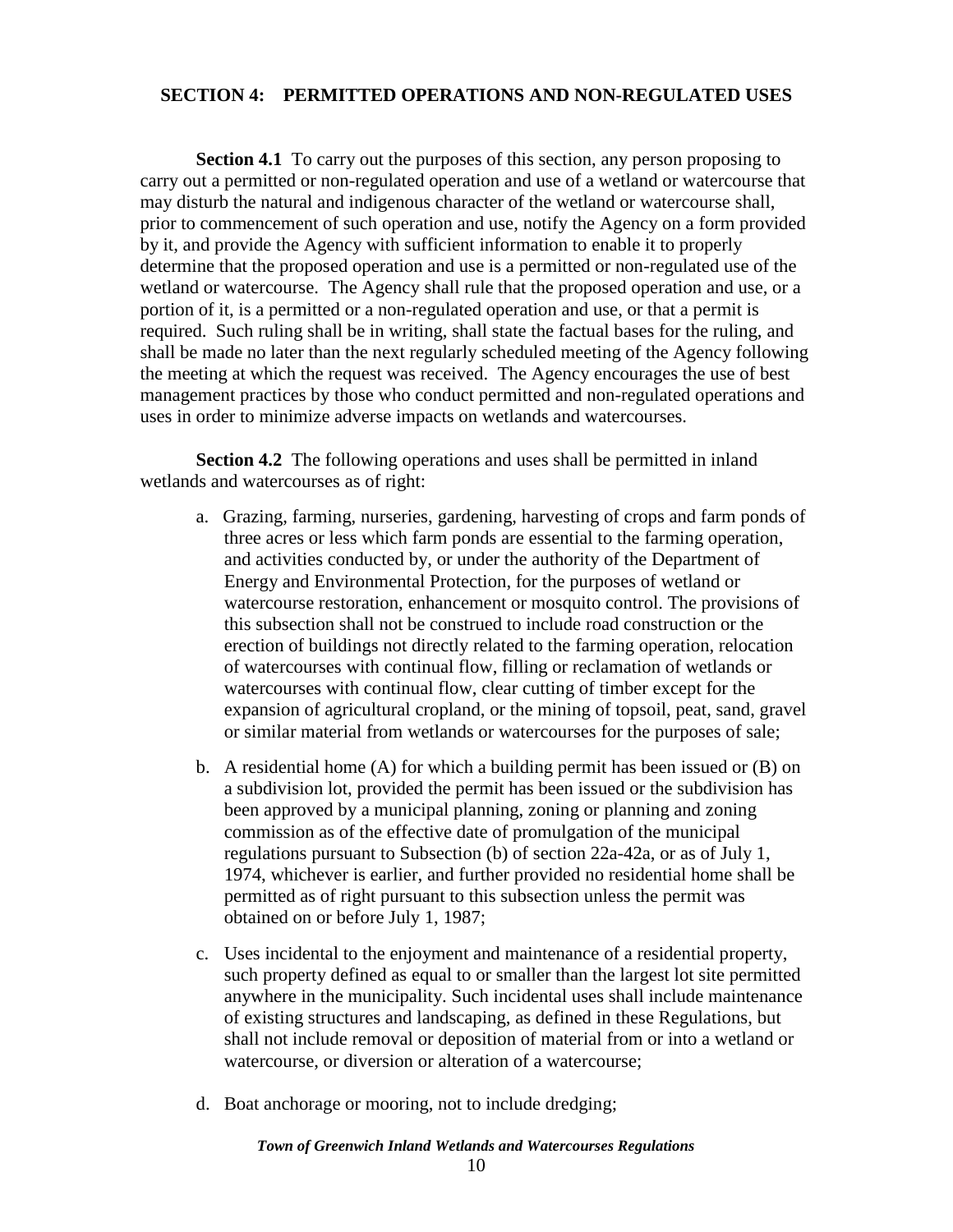## SECTION 4: PERMITTED OPERATIONS AND NON-REGULATED USES

**Section 4.1** To carry out the purposes of this section, any person proposing to carry out a permitted or non-regulated operation and use of a wetland or watercourse that may disturb the natural and indigenous character of the wetland or watercourse shall, prior to commencement of such operation and use, notify the Agency on a form provided by it, and provide the Agency with sufficient information to enable it to properly determine that the proposed operation and use is a permitted or non-regulated use of the wetland or watercourse. The Agency shall rule that the proposed operation and use, or a portion of it, is a permitted or a non-regulated operation and use, or that a permit is required. Such ruling shall be in writing, shall state the factual bases for the ruling, and shall be made no later than the next regularly scheduled meeting of the Agency following the meeting at which the request was received. The Agency encourages the use of best management practices by those who conduct permitted and non-regulated operations and uses in order to minimize adverse impacts on wetlands and watercourses.

**Section 4.2** The following operations and uses shall be permitted in inland wetlands and watercourses as of right:

a. Grazing, farming, nurseries, gardening, harvesting of crops and farm ponds of three acres or less which farm ponds are essential to the farming operation, and activities conducted by, or under the authority of the Department of Energy and Environmental Protection, for the purposes of wetland or watercourse restoration, enhancement or mosquito control. The provisions of this subsection shall not be construed to include road construction or the erection of buildings not directly related to the farming operation, relocation of watercourses with continual flow, filling or reclamation of wetlands or watercourses with continual flow, clear cutting of timber except for the expansion of agricultural cropland, or the mining of topsoil, peat, sand, gravel or similar material from wetlands or watercourses for the purposes of sale;

b. A residential home (A) for which a building permit has been issued or (B) on a subdivision lot, provided the permit has been issued or the subdivision has been approved by a municipal planning, zoning or planning and zoning commission as of the effective date of promulgation of the municipal regulations pursuant to Subsection (b) of section 22a-42a, or as of July 1, 1974, whichever is earlier, and further provided no residential home shall be permitted as of right pursuant to this subsection unless the permit was obtained on or before July 1, 1987;

c. Uses incidental to the enjoyment and maintenance of a residential property, such property defined as equal to or smaller than the largest lot site permitted anywhere in the municipality. Such incidental uses shall include maintenance of existing structures and landscaping, as defined in these Regulations, but shall not include removal or deposition of material from or into a wetland or watercourse, or diversion or alteration of a watercourse;

d. Boat anchorage or mooring, not to include dredging;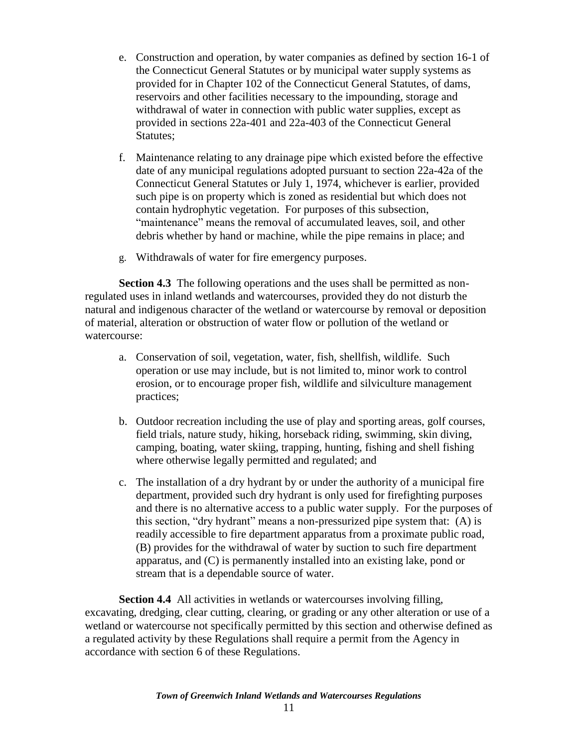e. Construction and operation, by water companies as defined by section 16-1 of the Connecticut General Statutes or by municipal water supply systems as provided for in Chapter 102 of the Connecticut General Statutes, of dams, reservoirs and other facilities necessary to the impounding, storage and withdrawal of water in connection with public water supplies, except as provided in sections 22a-401 and 22a-403 of the Connecticut General Statutes;

f. Maintenance relating to any drainage pipe which existed before the effective date of any municipal regulations adopted pursuant to section 22a-42a of the Connecticut General Statutes or July 1, 1974, whichever is earlier, provided such pipe is on property which is zoned as residential but which does not contain hydrophytic vegetation. For purposes of this subsection, "maintenance" means the removal of accumulated leaves, soil, and other debris whether by hand or machine, while the pipe remains in place; and

g. Withdrawals of water for fire emergency purposes.

**Section 4.3** The following operations and the uses shall be permitted as non-regulated uses in inland wetlands and watercourses, provided they do not disturb the natural and indigenous character of the wetland or watercourse by removal or deposition of material, alteration or obstruction of water flow or pollution of the wetland or watercourse:

a. Conservation of soil, vegetation, water, fish, shellfish, wildlife. Such operation or use may include, but is not limited to, minor work to control erosion, or to encourage proper fish, wildlife and silviculture management practices;

b. Outdoor recreation including the use of play and sporting areas, golf courses, field trials, nature study, hiking, horseback riding, swimming, skin diving, camping, boating, water skiing, trapping, hunting, fishing and shell fishing where otherwise legally permitted and regulated; and

c. The installation of a dry hydrant by or under the authority of a municipal fire department, provided such dry hydrant is only used for firefighting purposes and there is no alternative access to a public water supply. For the purposes of this section, "dry hydrant" means a non-pressurized pipe system that: (A) is readily accessible to fire department apparatus from a proximate public road, (B) provides for the withdrawal of water by suction to such fire department apparatus, and (C) is permanently installed into an existing lake, pond or stream that is a dependable source of water.

**Section 4.4** All activities in wetlands or watercourses involving filling, excavating, dredging, clear cutting, clearing, or grading or any other alteration or use of a wetland or watercourse not specifically permitted by this section and otherwise defined as a regulated activity by these Regulations shall require a permit from the Agency in accordance with section 6 of these Regulations.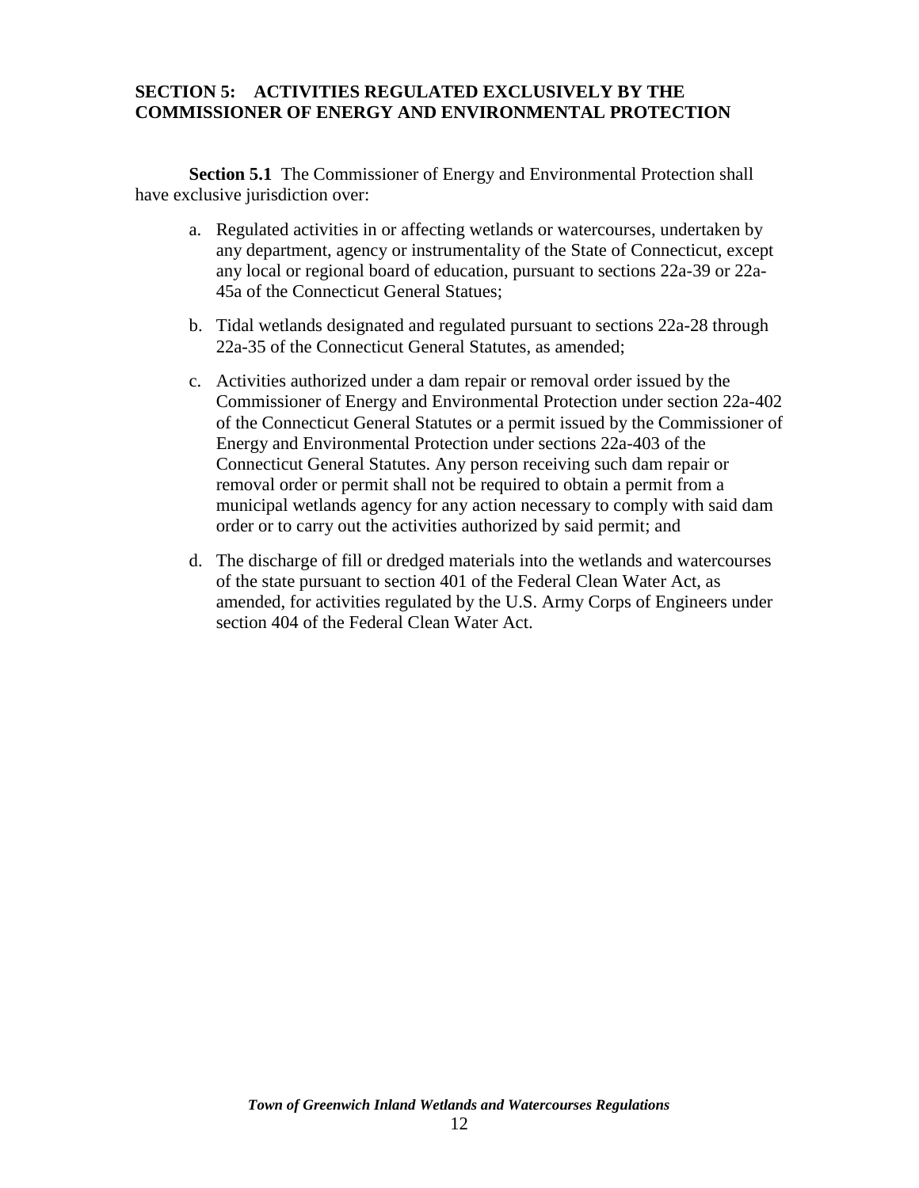## SECTION 5: ACTIVITIES REGULATED EXCLUSIVELY BY THE COMMISSIONER OF ENERGY AND ENVIRONMENTAL PROTECTION

**Section 5.1** The Commissioner of Energy and Environmental Protection shall have exclusive jurisdiction over:

a. Regulated activities in or affecting wetlands or watercourses, undertaken by any department, agency or instrumentality of the State of Connecticut, except any local or regional board of education, pursuant to sections 22a-39 or 22a-45a of the Connecticut General Statues;

b. Tidal wetlands designated and regulated pursuant to sections 22a-28 through 22a-35 of the Connecticut General Statutes, as amended;

c. Activities authorized under a dam repair or removal order issued by the Commissioner of Energy and Environmental Protection under section 22a-402 of the Connecticut General Statutes or a permit issued by the Commissioner of Energy and Environmental Protection under sections 22a-403 of the Connecticut General Statutes. Any person receiving such dam repair or removal order or permit shall not be required to obtain a permit from a municipal wetlands agency for any action necessary to comply with said dam order or to carry out the activities authorized by said permit; and

d. The discharge of fill or dredged materials into the wetlands and watercourses of the state pursuant to section 401 of the Federal Clean Water Act, as amended, for activities regulated by the U.S. Army Corps of Engineers under section 404 of the Federal Clean Water Act.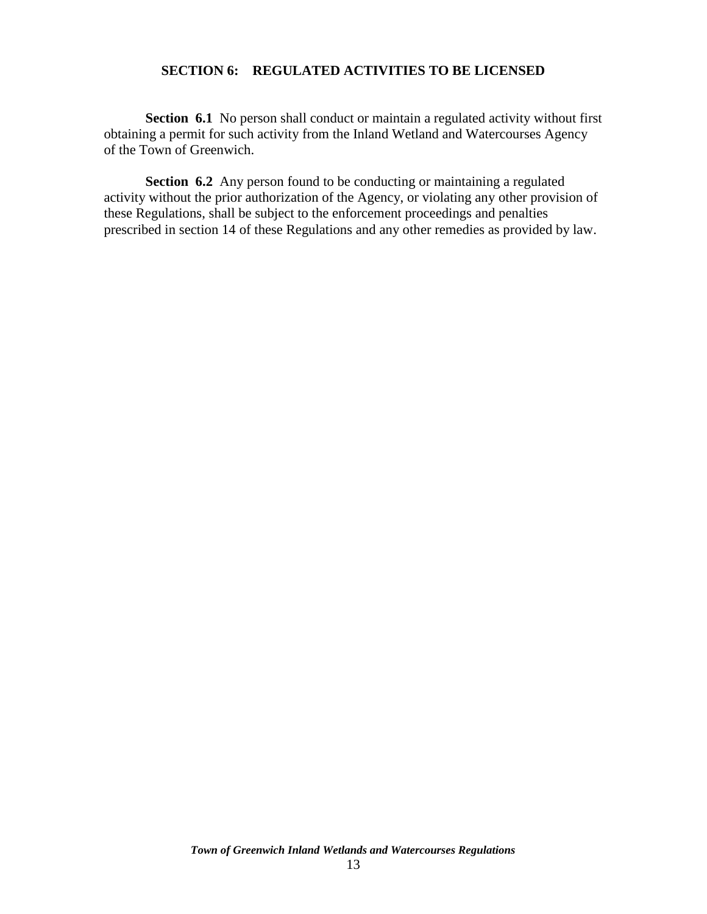## SECTION 6: REGULATED ACTIVITIES TO BE LICENSED

**Section 6.1** No person shall conduct or maintain a regulated activity without first obtaining a permit for such activity from the Inland Wetland and Watercourses Agency of the Town of Greenwich.

**Section 6.2** Any person found to be conducting or maintaining a regulated activity without the prior authorization of the Agency, or violating any other provision of these Regulations, shall be subject to the enforcement proceedings and penalties prescribed in section 14 of these Regulations and any other remedies as provided by law.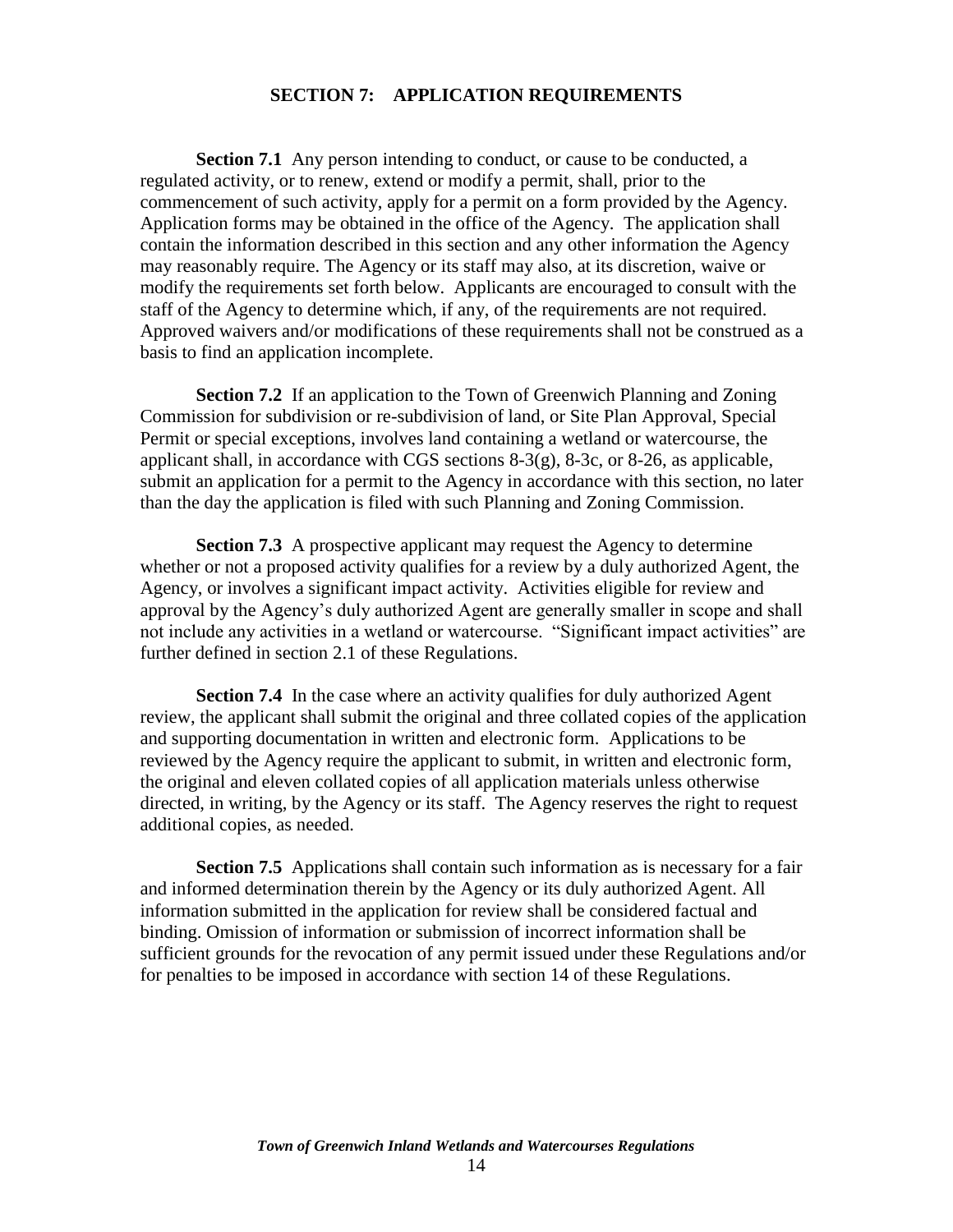## SECTION 7: APPLICATION REQUIREMENTS

**Section 7.1** Any person intending to conduct, or cause to be conducted, a regulated activity, or to renew, extend or modify a permit, shall, prior to the commencement of such activity, apply for a permit on a form provided by the Agency. Application forms may be obtained in the office of the Agency. The application shall contain the information described in this section and any other information the Agency may reasonably require. The Agency or its staff may also, at its discretion, waive or modify the requirements set forth below. Applicants are encouraged to consult with the staff of the Agency to determine which, if any, of the requirements are not required. Approved waivers and/or modifications of these requirements shall not be construed as a basis to find an application incomplete.

**Section 7.2** If an application to the Town of Greenwich Planning and Zoning Commission for subdivision or re-subdivision of land, or Site Plan Approval, Special Permit or special exceptions, involves land containing a wetland or watercourse, the applicant shall, in accordance with CGS sections 8-3(g), 8-3c, or 8-26, as applicable, submit an application for a permit to the Agency in accordance with this section, no later than the day the application is filed with such Planning and Zoning Commission.

**Section 7.3** A prospective applicant may request the Agency to determine whether or not a proposed activity qualifies for a review by a duly authorized Agent, the Agency, or involves a significant impact activity. Activities eligible for review and approval by the Agency's duly authorized Agent are generally smaller in scope and shall not include any activities in a wetland or watercourse. "Significant impact activities" are further defined in section 2.1 of these Regulations.

**Section 7.4** In the case where an activity qualifies for duly authorized Agent review, the applicant shall submit the original and three collated copies of the application and supporting documentation in written and electronic form. Applications to be reviewed by the Agency require the applicant to submit, in written and electronic form, the original and eleven collated copies of all application materials unless otherwise directed, in writing, by the Agency or its staff. The Agency reserves the right to request additional copies, as needed.

**Section 7.5** Applications shall contain such information as is necessary for a fair and informed determination therein by the Agency or its duly authorized Agent. All information submitted in the application for review shall be considered factual and binding. Omission of information or submission of incorrect information shall be sufficient grounds for the revocation of any permit issued under these Regulations and/or for penalties to be imposed in accordance with section 14 of these Regulations.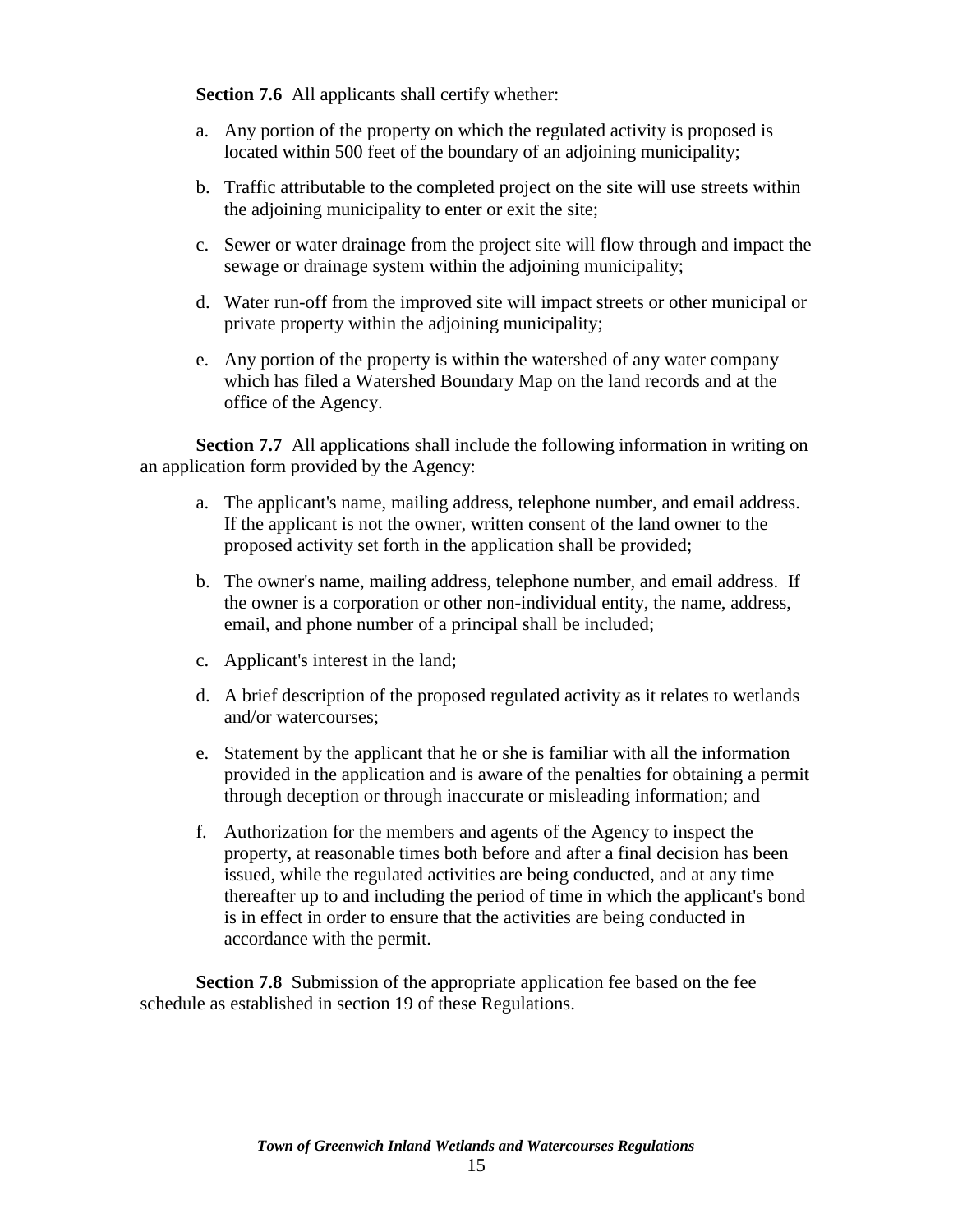**Section 7.6** All applicants shall certify whether:

a. Any portion of the property on which the regulated activity is proposed is located within 500 feet of the boundary of an adjoining municipality;

b. Traffic attributable to the completed project on the site will use streets within the adjoining municipality to enter or exit the site;

c. Sewer or water drainage from the project site will flow through and impact the sewage or drainage system within the adjoining municipality;

d. Water run-off from the improved site will impact streets or other municipal or private property within the adjoining municipality;

e. Any portion of the property is within the watershed of any water company which has filed a Watershed Boundary Map on the land records and at the office of the Agency.

**Section 7.7** All applications shall include the following information in writing on an application form provided by the Agency:

a. The applicant's name, mailing address, telephone number, and email address. If the applicant is not the owner, written consent of the land owner to the proposed activity set forth in the application shall be provided;

b. The owner's name, mailing address, telephone number, and email address. If the owner is a corporation or other non-individual entity, the name, address, email, and phone number of a principal shall be included;

c. Applicant's interest in the land;

d. A brief description of the proposed regulated activity as it relates to wetlands and/or watercourses;

e. Statement by the applicant that he or she is familiar with all the information provided in the application and is aware of the penalties for obtaining a permit through deception or through inaccurate or misleading information; and

f. Authorization for the members and agents of the Agency to inspect the property, at reasonable times both before and after a final decision has been issued, while the regulated activities are being conducted, and at any time thereafter up to and including the period of time in which the applicant's bond is in effect in order to ensure that the activities are being conducted in accordance with the permit.

**Section 7.8** Submission of the appropriate application fee based on the fee schedule as established in section 19 of these Regulations.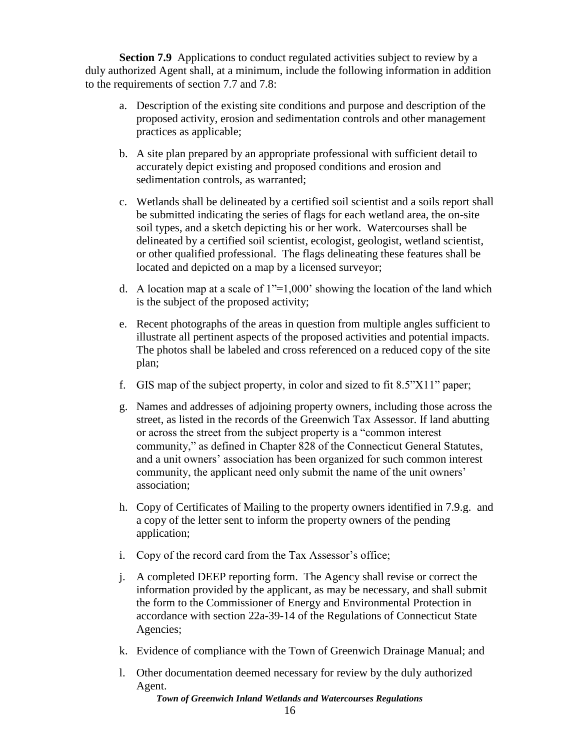**Section 7.9** Applications to conduct regulated activities subject to review by a duly authorized Agent shall, at a minimum, include the following information in addition to the requirements of section 7.7 and 7.8:

a. Description of the existing site conditions and purpose and description of the proposed activity, erosion and sedimentation controls and other management practices as applicable;

b. A site plan prepared by an appropriate professional with sufficient detail to accurately depict existing and proposed conditions and erosion and sedimentation controls, as warranted;

c. Wetlands shall be delineated by a certified soil scientist and a soils report shall be submitted indicating the series of flags for each wetland area, the on-site soil types, and a sketch depicting his or her work. Watercourses shall be delineated by a certified soil scientist, ecologist, geologist, wetland scientist, or other qualified professional. The flags delineating these features shall be located and depicted on a map by a licensed surveyor;

d. A location map at a scale of 1"=1,000' showing the location of the land which is the subject of the proposed activity;

e. Recent photographs of the areas in question from multiple angles sufficient to illustrate all pertinent aspects of the proposed activities and potential impacts. The photos shall be labeled and cross referenced on a reduced copy of the site plan;

f. GIS map of the subject property, in color and sized to fit 8.5"X11" paper;

g. Names and addresses of adjoining property owners, including those across the street, as listed in the records of the Greenwich Tax Assessor. If land abutting or across the street from the subject property is a "common interest community," as defined in Chapter 828 of the Connecticut General Statutes, and a unit owners' association has been organized for such common interest community, the applicant need only submit the name of the unit owners' association;

h. Copy of Certificates of Mailing to the property owners identified in 7.9.g. and a copy of the letter sent to inform the property owners of the pending application;

i. Copy of the record card from the Tax Assessor's office;

j. A completed DEEP reporting form. The Agency shall revise or correct the information provided by the applicant, as may be necessary, and shall submit the form to the Commissioner of Energy and Environmental Protection in accordance with section 22a-39-14 of the Regulations of Connecticut State Agencies;

k. Evidence of compliance with the Town of Greenwich Drainage Manual; and

l. Other documentation deemed necessary for review by the duly authorized Agent.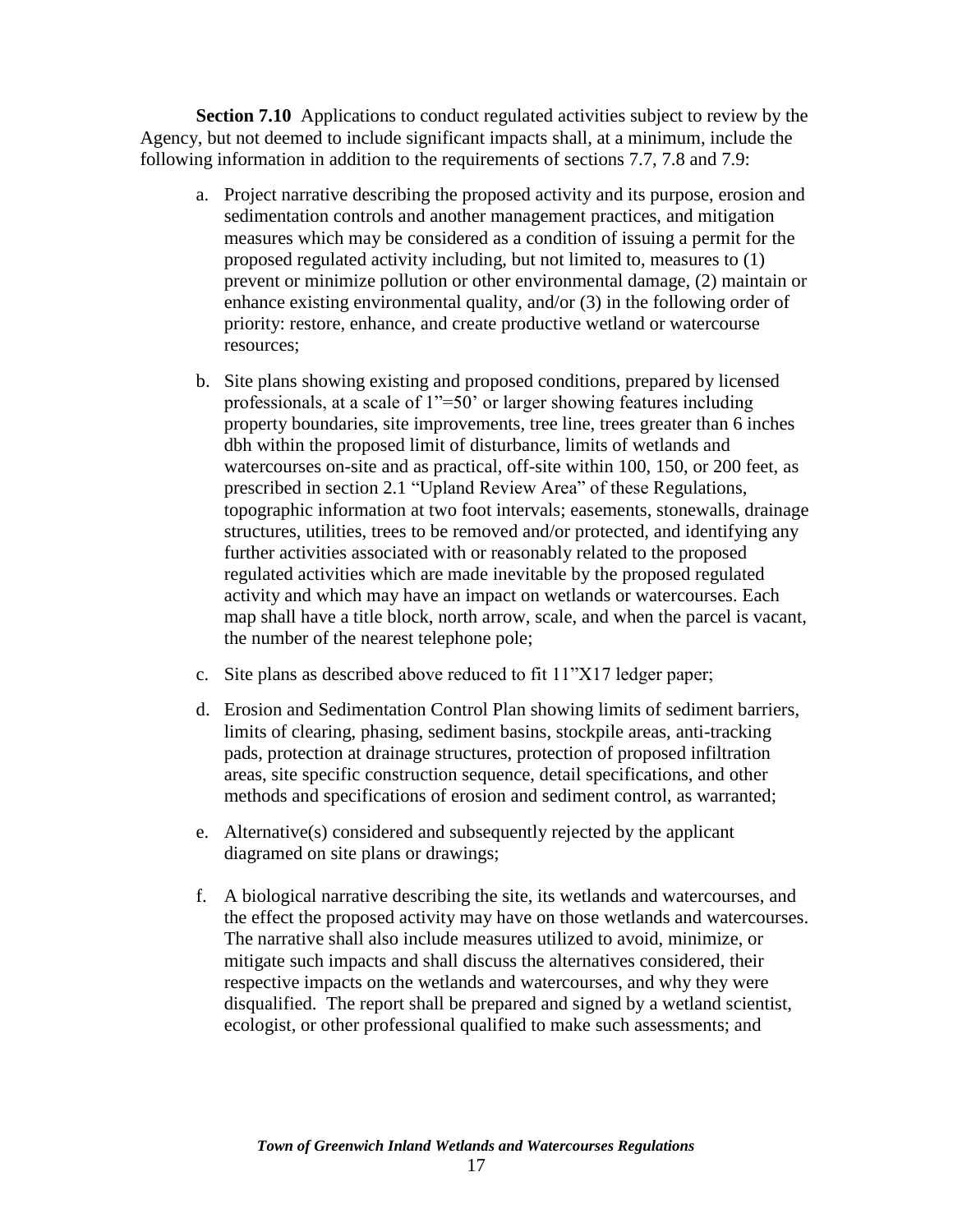**Section 7.10** Applications to conduct regulated activities subject to review by the Agency, but not deemed to include significant impacts shall, at a minimum, include the following information in addition to the requirements of sections 7.7, 7.8 and 7.9:

a. Project narrative describing the proposed activity and its purpose, erosion and sedimentation controls and another management practices, and mitigation measures which may be considered as a condition of issuing a permit for the proposed regulated activity including, but not limited to, measures to (1) prevent or minimize pollution or other environmental damage, (2) maintain or enhance existing environmental quality, and/or (3) in the following order of priority: restore, enhance, and create productive wetland or watercourse resources;

b. Site plans showing existing and proposed conditions, prepared by licensed professionals, at a scale of 1"=50' or larger showing features including property boundaries, site improvements, tree line, trees greater than 6 inches dbh within the proposed limit of disturbance, limits of wetlands and watercourses on-site and as practical, off-site within 100, 150, or 200 feet, as prescribed in section 2.1 "Upland Review Area" of these Regulations, topographic information at two foot intervals; easements, stonewalls, drainage structures, utilities, trees to be removed and/or protected, and identifying any further activities associated with or reasonably related to the proposed regulated activities which are made inevitable by the proposed regulated activity and which may have an impact on wetlands or watercourses. Each map shall have a title block, north arrow, scale, and when the parcel is vacant, the number of the nearest telephone pole;

c. Site plans as described above reduced to fit 11"X17 ledger paper;

d. Erosion and Sedimentation Control Plan showing limits of sediment barriers, limits of clearing, phasing, sediment basins, stockpile areas, anti-tracking pads, protection at drainage structures, protection of proposed infiltration areas, site specific construction sequence, detail specifications, and other methods and specifications of erosion and sediment control, as warranted;

e. Alternative(s) considered and subsequently rejected by the applicant diagramed on site plans or drawings;

f. A biological narrative describing the site, its wetlands and watercourses, and the effect the proposed activity may have on those wetlands and watercourses. The narrative shall also include measures utilized to avoid, minimize, or mitigate such impacts and shall discuss the alternatives considered, their respective impacts on the wetlands and watercourses, and why they were disqualified. The report shall be prepared and signed by a wetland scientist, ecologist, or other professional qualified to make such assessments; and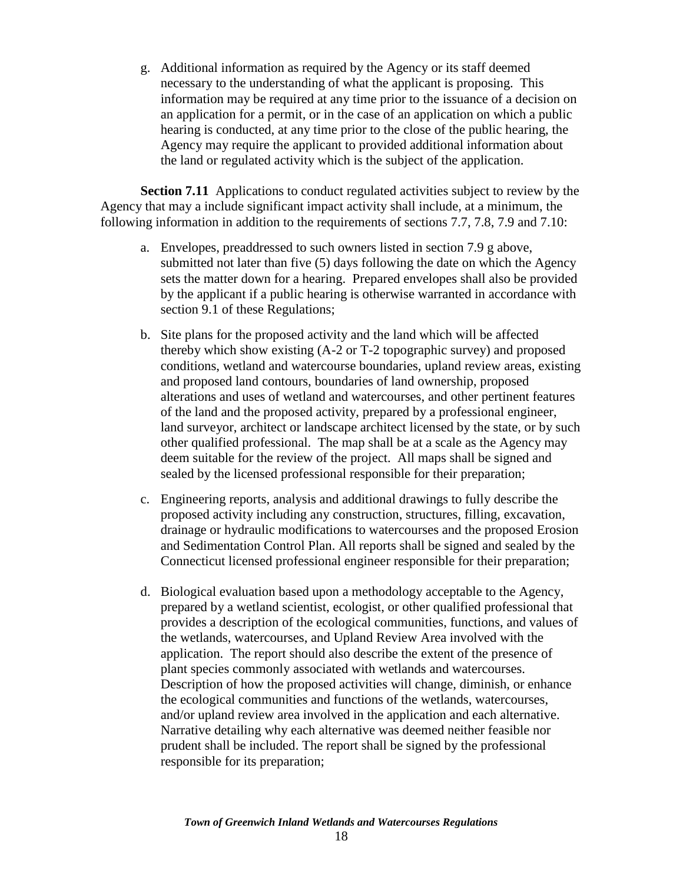g. Additional information as required by the Agency or its staff deemed necessary to the understanding of what the applicant is proposing. This information may be required at any time prior to the issuance of a decision on an application for a permit, or in the case of an application on which a public hearing is conducted, at any time prior to the close of the public hearing, the Agency may require the applicant to provided additional information about the land or regulated activity which is the subject of the application.

**Section 7.11** Applications to conduct regulated activities subject to review by the Agency that may a include significant impact activity shall include, at a minimum, the following information in addition to the requirements of sections 7.7, 7.8, 7.9 and 7.10:

a. Envelopes, preaddressed to such owners listed in section 7.9 g above, submitted not later than five (5) days following the date on which the Agency sets the matter down for a hearing. Prepared envelopes shall also be provided by the applicant if a public hearing is otherwise warranted in accordance with section 9.1 of these Regulations;

b. Site plans for the proposed activity and the land which will be affected thereby which show existing (A-2 or T-2 topographic survey) and proposed conditions, wetland and watercourse boundaries, upland review areas, existing and proposed land contours, boundaries of land ownership, proposed alterations and uses of wetland and watercourses, and other pertinent features of the land and the proposed activity, prepared by a professional engineer, land surveyor, architect or landscape architect licensed by the state, or by such other qualified professional. The map shall be at a scale as the Agency may deem suitable for the review of the project. All maps shall be signed and sealed by the licensed professional responsible for their preparation;

c. Engineering reports, analysis and additional drawings to fully describe the proposed activity including any construction, structures, filling, excavation, drainage or hydraulic modifications to watercourses and the proposed Erosion and Sedimentation Control Plan. All reports shall be signed and sealed by the Connecticut licensed professional engineer responsible for their preparation;

d. Biological evaluation based upon a methodology acceptable to the Agency, prepared by a wetland scientist, ecologist, or other qualified professional that provides a description of the ecological communities, functions, and values of the wetlands, watercourses, and Upland Review Area involved with the application. The report should also describe the extent of the presence of plant species commonly associated with wetlands and watercourses. Description of how the proposed activities will change, diminish, or enhance the ecological communities and functions of the wetlands, watercourses, and/or upland review area involved in the application and each alternative. Narrative detailing why each alternative was deemed neither feasible nor prudent shall be included. The report shall be signed by the professional responsible for its preparation;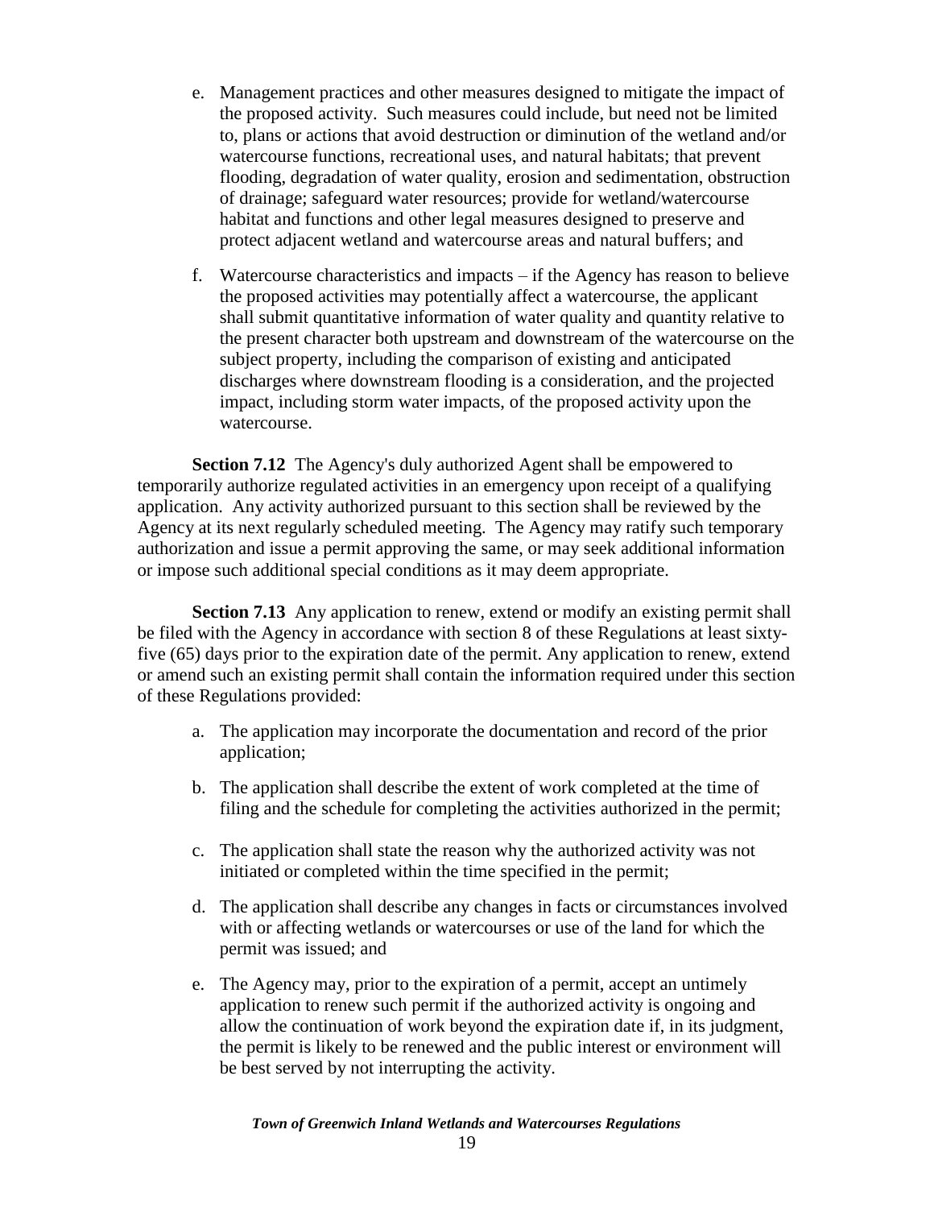e. Management practices and other measures designed to mitigate the impact of the proposed activity. Such measures could include, but need not be limited to, plans or actions that avoid destruction or diminution of the wetland and/or watercourse functions, recreational uses, and natural habitats; that prevent flooding, degradation of water quality, erosion and sedimentation, obstruction of drainage; safeguard water resources; provide for wetland/watercourse habitat and functions and other legal measures designed to preserve and protect adjacent wetland and watercourse areas and natural buffers; and

f. Watercourse characteristics and impacts – if the Agency has reason to believe the proposed activities may potentially affect a watercourse, the applicant shall submit quantitative information of water quality and quantity relative to the present character both upstream and downstream of the watercourse on the subject property, including the comparison of existing and anticipated discharges where downstream flooding is a consideration, and the projected impact, including storm water impacts, of the proposed activity upon the watercourse.

**Section 7.12** The Agency's duly authorized Agent shall be empowered to temporarily authorize regulated activities in an emergency upon receipt of a qualifying application. Any activity authorized pursuant to this section shall be reviewed by the Agency at its next regularly scheduled meeting. The Agency may ratify such temporary authorization and issue a permit approving the same, or may seek additional information or impose such additional special conditions as it may deem appropriate.

**Section 7.13** Any application to renew, extend or modify an existing permit shall be filed with the Agency in accordance with section 8 of these Regulations at least sixty-five (65) days prior to the expiration date of the permit. Any application to renew, extend or amend such an existing permit shall contain the information required under this section of these Regulations provided:

a. The application may incorporate the documentation and record of the prior application;

b. The application shall describe the extent of work completed at the time of filing and the schedule for completing the activities authorized in the permit;

c. The application shall state the reason why the authorized activity was not initiated or completed within the time specified in the permit;

d. The application shall describe any changes in facts or circumstances involved with or affecting wetlands or watercourses or use of the land for which the permit was issued; and

e. The Agency may, prior to the expiration of a permit, accept an untimely application to renew such permit if the authorized activity is ongoing and allow the continuation of work beyond the expiration date if, in its judgment, the permit is likely to be renewed and the public interest or environment will be best served by not interrupting the activity.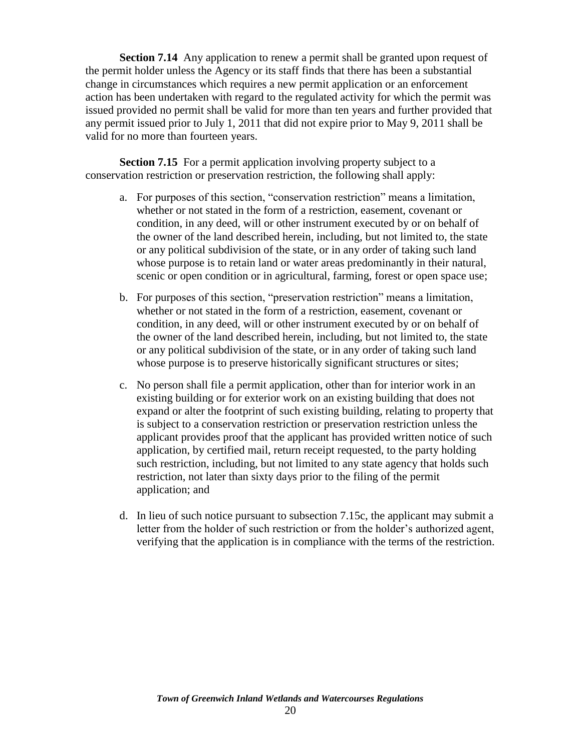**Section 7.14** Any application to renew a permit shall be granted upon request of the permit holder unless the Agency or its staff finds that there has been a substantial change in circumstances which requires a new permit application or an enforcement action has been undertaken with regard to the regulated activity for which the permit was issued provided no permit shall be valid for more than ten years and further provided that any permit issued prior to July 1, 2011 that did not expire prior to May 9, 2011 shall be valid for no more than fourteen years.

**Section 7.15** For a permit application involving property subject to a conservation restriction or preservation restriction, the following shall apply:

a. For purposes of this section, "conservation restriction" means a limitation, whether or not stated in the form of a restriction, easement, covenant or condition, in any deed, will or other instrument executed by or on behalf of the owner of the land described herein, including, but not limited to, the state or any political subdivision of the state, or in any order of taking such land whose purpose is to retain land or water areas predominantly in their natural, scenic or open condition or in agricultural, farming, forest or open space use;

b. For purposes of this section, "preservation restriction" means a limitation, whether or not stated in the form of a restriction, easement, covenant or condition, in any deed, will or other instrument executed by or on behalf of the owner of the land described herein, including, but not limited to, the state or any political subdivision of the state, or in any order of taking such land whose purpose is to preserve historically significant structures or sites;

c. No person shall file a permit application, other than for interior work in an existing building or for exterior work on an existing building that does not expand or alter the footprint of such existing building, relating to property that is subject to a conservation restriction or preservation restriction unless the applicant provides proof that the applicant has provided written notice of such application, by certified mail, return receipt requested, to the party holding such restriction, including, but not limited to any state agency that holds such restriction, not later than sixty days prior to the filing of the permit application; and

d. In lieu of such notice pursuant to subsection 7.15c, the applicant may submit a letter from the holder of such restriction or from the holder's authorized agent, verifying that the application is in compliance with the terms of the restriction.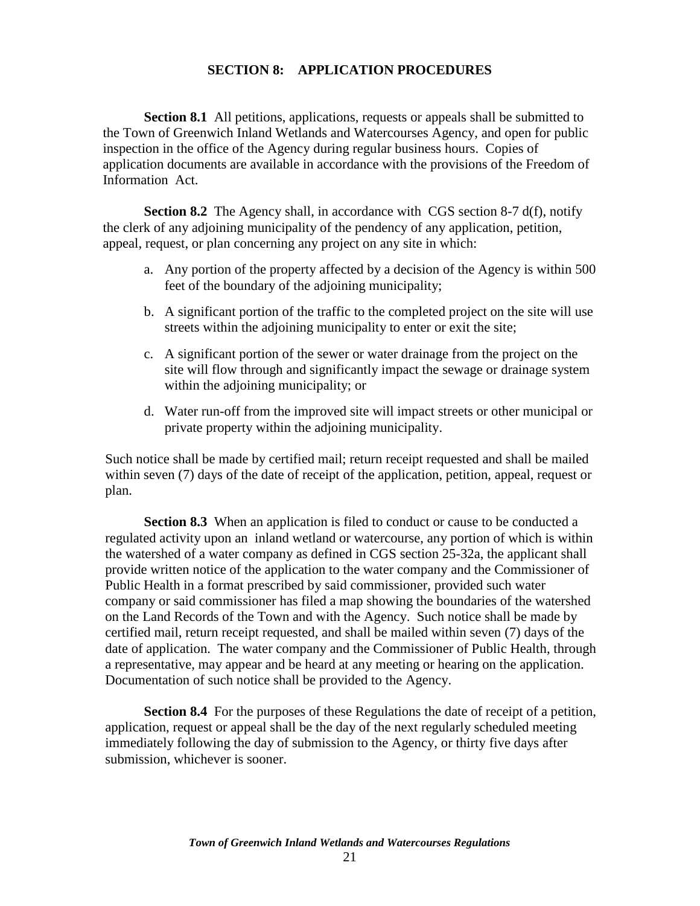## SECTION 8: APPLICATION PROCEDURES

**Section 8.1** All petitions, applications, requests or appeals shall be submitted to the Town of Greenwich Inland Wetlands and Watercourses Agency, and open for public inspection in the office of the Agency during regular business hours. Copies of application documents are available in accordance with the provisions of the Freedom of Information Act.

**Section 8.2** The Agency shall, in accordance with CGS section 8-7 d(f), notify the clerk of any adjoining municipality of the pendency of any application, petition, appeal, request, or plan concerning any project on any site in which:

a. Any portion of the property affected by a decision of the Agency is within 500 feet of the boundary of the adjoining municipality;

b. A significant portion of the traffic to the completed project on the site will use streets within the adjoining municipality to enter or exit the site;

c. A significant portion of the sewer or water drainage from the project on the site will flow through and significantly impact the sewage or drainage system within the adjoining municipality; or

d. Water run-off from the improved site will impact streets or other municipal or private property within the adjoining municipality.

Such notice shall be made by certified mail; return receipt requested and shall be mailed within seven (7) days of the date of receipt of the application, petition, appeal, request or plan.

**Section 8.3** When an application is filed to conduct or cause to be conducted a regulated activity upon an inland wetland or watercourse, any portion of which is within the watershed of a water company as defined in CGS section 25-32a, the applicant shall provide written notice of the application to the water company and the Commissioner of Public Health in a format prescribed by said commissioner, provided such water company or said commissioner has filed a map showing the boundaries of the watershed on the Land Records of the Town and with the Agency. Such notice shall be made by certified mail, return receipt requested, and shall be mailed within seven (7) days of the date of application. The water company and the Commissioner of Public Health, through a representative, may appear and be heard at any meeting or hearing on the application. Documentation of such notice shall be provided to the Agency.

**Section 8.4** For the purposes of these Regulations the date of receipt of a petition, application, request or appeal shall be the day of the next regularly scheduled meeting immediately following the day of submission to the Agency, or thirty five days after submission, whichever is sooner.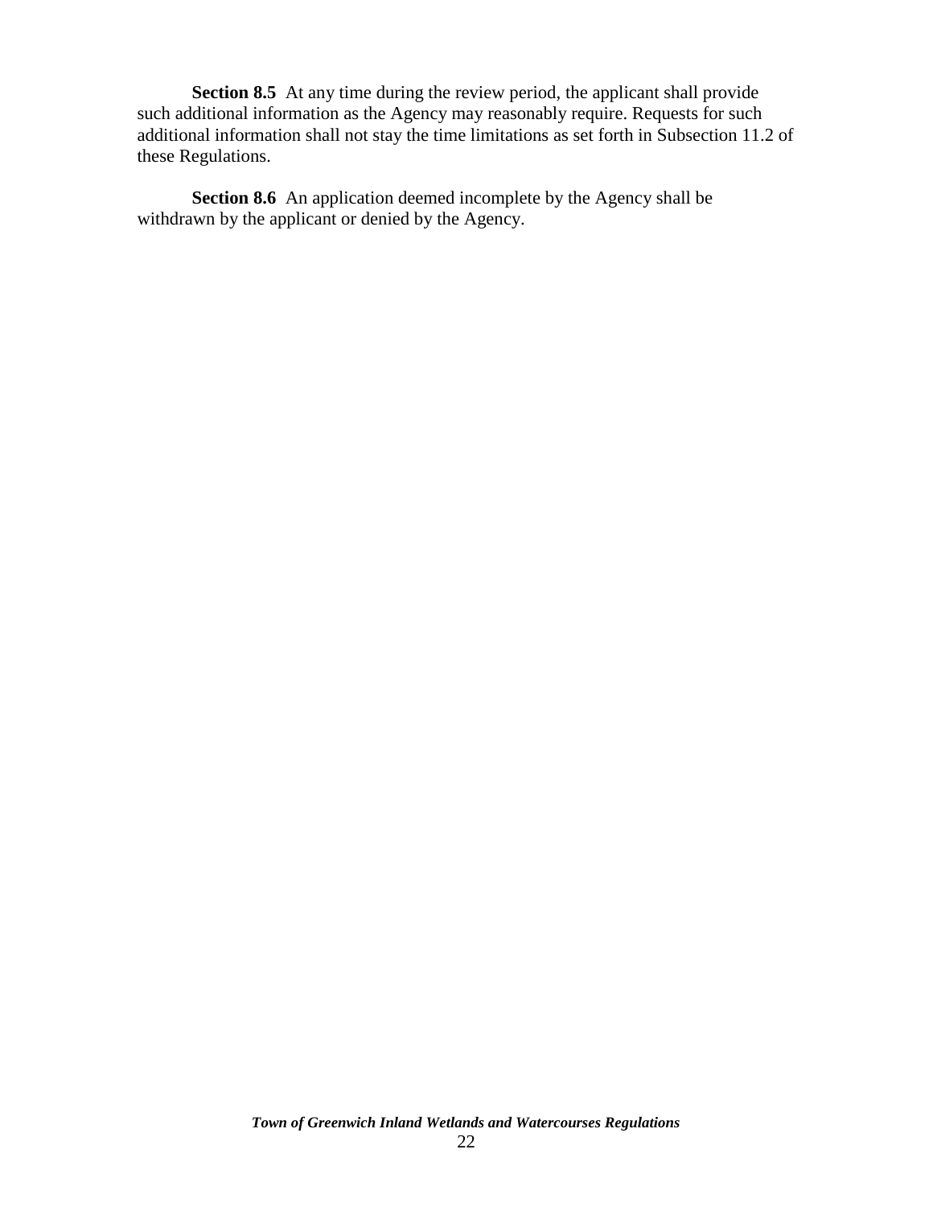**Section 8.5** At any time during the review period, the applicant shall provide such additional information as the Agency may reasonably require. Requests for such additional information shall not stay the time limitations as set forth in Subsection 11.2 of these Regulations.

**Section 8.6** An application deemed incomplete by the Agency shall be withdrawn by the applicant or denied by the Agency.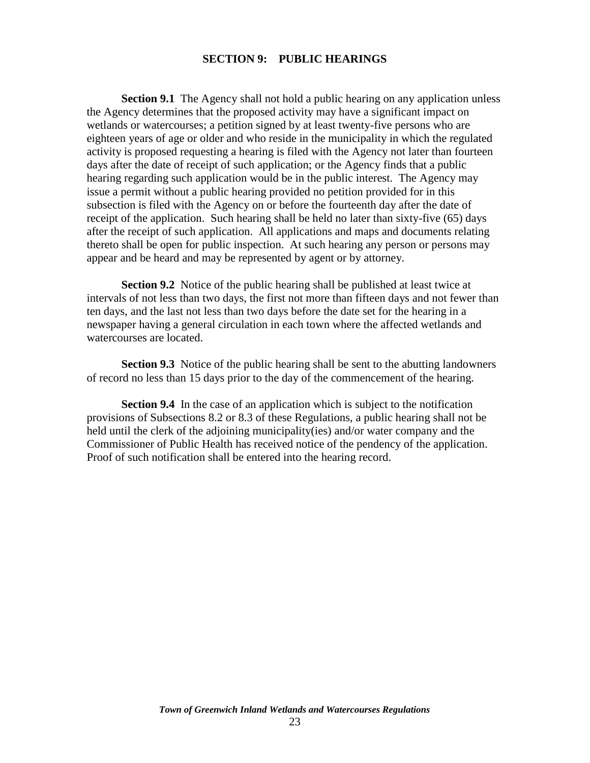## SECTION 9: PUBLIC HEARINGS

**Section 9.1** The Agency shall not hold a public hearing on any application unless the Agency determines that the proposed activity may have a significant impact on wetlands or watercourses; a petition signed by at least twenty-five persons who are eighteen years of age or older and who reside in the municipality in which the regulated activity is proposed requesting a hearing is filed with the Agency not later than fourteen days after the date of receipt of such application; or the Agency finds that a public hearing regarding such application would be in the public interest. The Agency may issue a permit without a public hearing provided no petition provided for in this subsection is filed with the Agency on or before the fourteenth day after the date of receipt of the application. Such hearing shall be held no later than sixty-five (65) days after the receipt of such application. All applications and maps and documents relating thereto shall be open for public inspection. At such hearing any person or persons may appear and be heard and may be represented by agent or by attorney.

**Section 9.2** Notice of the public hearing shall be published at least twice at intervals of not less than two days, the first not more than fifteen days and not fewer than ten days, and the last not less than two days before the date set for the hearing in a newspaper having a general circulation in each town where the affected wetlands and watercourses are located.

**Section 9.3** Notice of the public hearing shall be sent to the abutting landowners of record no less than 15 days prior to the day of the commencement of the hearing.

**Section 9.4** In the case of an application which is subject to the notification provisions of Subsections 8.2 or 8.3 of these Regulations, a public hearing shall not be held until the clerk of the adjoining municipality(ies) and/or water company and the Commissioner of Public Health has received notice of the pendency of the application. Proof of such notification shall be entered into the hearing record.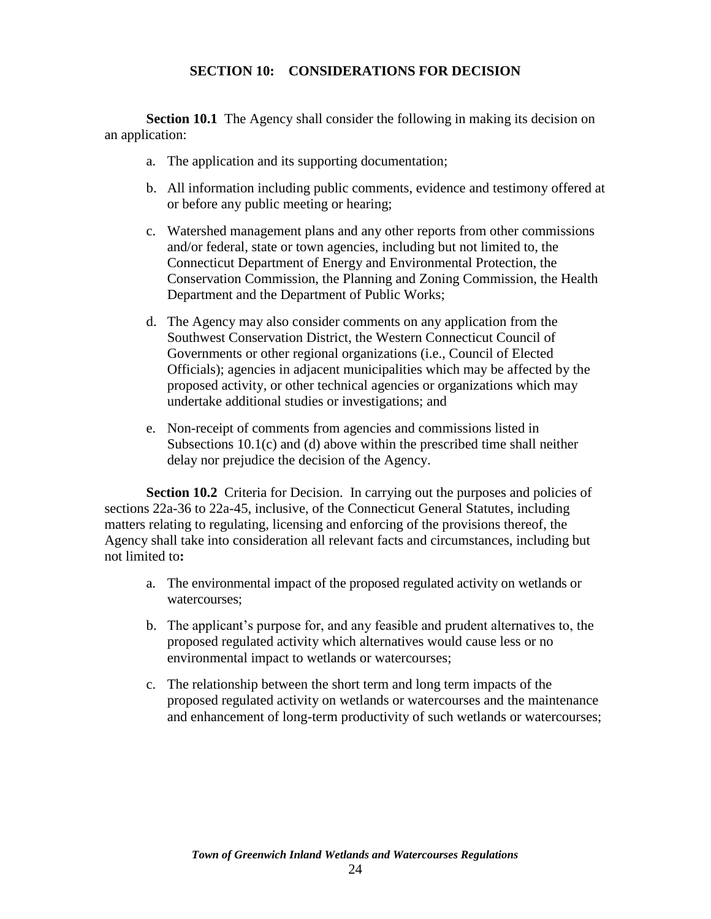## SECTION 10: CONSIDERATIONS FOR DECISION

**Section 10.1** The Agency shall consider the following in making its decision on an application:

a. The application and its supporting documentation;

b. All information including public comments, evidence and testimony offered at or before any public meeting or hearing;

c. Watershed management plans and any other reports from other commissions and/or federal, state or town agencies, including but not limited to, the Connecticut Department of Energy and Environmental Protection, the Conservation Commission, the Planning and Zoning Commission, the Health Department and the Department of Public Works;

d. The Agency may also consider comments on any application from the Southwest Conservation District, the Western Connecticut Council of Governments or other regional organizations (i.e., Council of Elected Officials); agencies in adjacent municipalities which may be affected by the proposed activity, or other technical agencies or organizations which may undertake additional studies or investigations; and

e. Non-receipt of comments from agencies and commissions listed in Subsections 10.1(c) and (d) above within the prescribed time shall neither delay nor prejudice the decision of the Agency.

**Section 10.2** Criteria for Decision. In carrying out the purposes and policies of sections 22a-36 to 22a-45, inclusive, of the Connecticut General Statutes, including matters relating to regulating, licensing and enforcing of the provisions thereof, the Agency shall take into consideration all relevant facts and circumstances, including but not limited to**:**

a. The environmental impact of the proposed regulated activity on wetlands or watercourses;

b. The applicant's purpose for, and any feasible and prudent alternatives to, the proposed regulated activity which alternatives would cause less or no environmental impact to wetlands or watercourses;

c. The relationship between the short term and long term impacts of the proposed regulated activity on wetlands or watercourses and the maintenance and enhancement of long-term productivity of such wetlands or watercourses;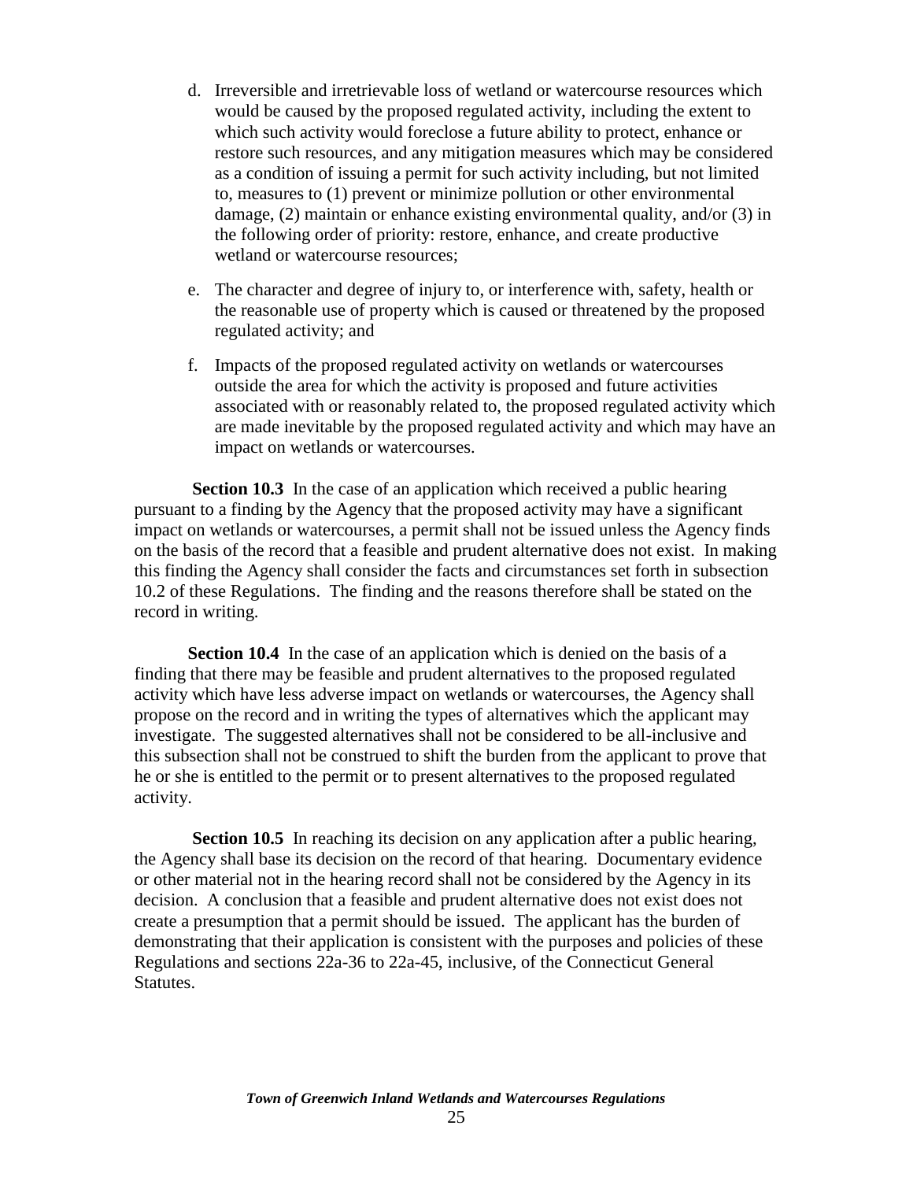d. Irreversible and irretrievable loss of wetland or watercourse resources which would be caused by the proposed regulated activity, including the extent to which such activity would foreclose a future ability to protect, enhance or restore such resources, and any mitigation measures which may be considered as a condition of issuing a permit for such activity including, but not limited to, measures to (1) prevent or minimize pollution or other environmental damage, (2) maintain or enhance existing environmental quality, and/or (3) in the following order of priority: restore, enhance, and create productive wetland or watercourse resources;

e. The character and degree of injury to, or interference with, safety, health or the reasonable use of property which is caused or threatened by the proposed regulated activity; and

f. Impacts of the proposed regulated activity on wetlands or watercourses outside the area for which the activity is proposed and future activities associated with or reasonably related to, the proposed regulated activity which are made inevitable by the proposed regulated activity and which may have an impact on wetlands or watercourses.

**Section 10.3** In the case of an application which received a public hearing pursuant to a finding by the Agency that the proposed activity may have a significant impact on wetlands or watercourses, a permit shall not be issued unless the Agency finds on the basis of the record that a feasible and prudent alternative does not exist. In making this finding the Agency shall consider the facts and circumstances set forth in subsection 10.2 of these Regulations. The finding and the reasons therefore shall be stated on the record in writing.

**Section 10.4** In the case of an application which is denied on the basis of a finding that there may be feasible and prudent alternatives to the proposed regulated activity which have less adverse impact on wetlands or watercourses, the Agency shall propose on the record and in writing the types of alternatives which the applicant may investigate. The suggested alternatives shall not be considered to be all-inclusive and this subsection shall not be construed to shift the burden from the applicant to prove that he or she is entitled to the permit or to present alternatives to the proposed regulated activity.

**Section 10.5** In reaching its decision on any application after a public hearing, the Agency shall base its decision on the record of that hearing. Documentary evidence or other material not in the hearing record shall not be considered by the Agency in its decision. A conclusion that a feasible and prudent alternative does not exist does not create a presumption that a permit should be issued. The applicant has the burden of demonstrating that their application is consistent with the purposes and policies of these Regulations and sections 22a-36 to 22a-45, inclusive, of the Connecticut General Statutes.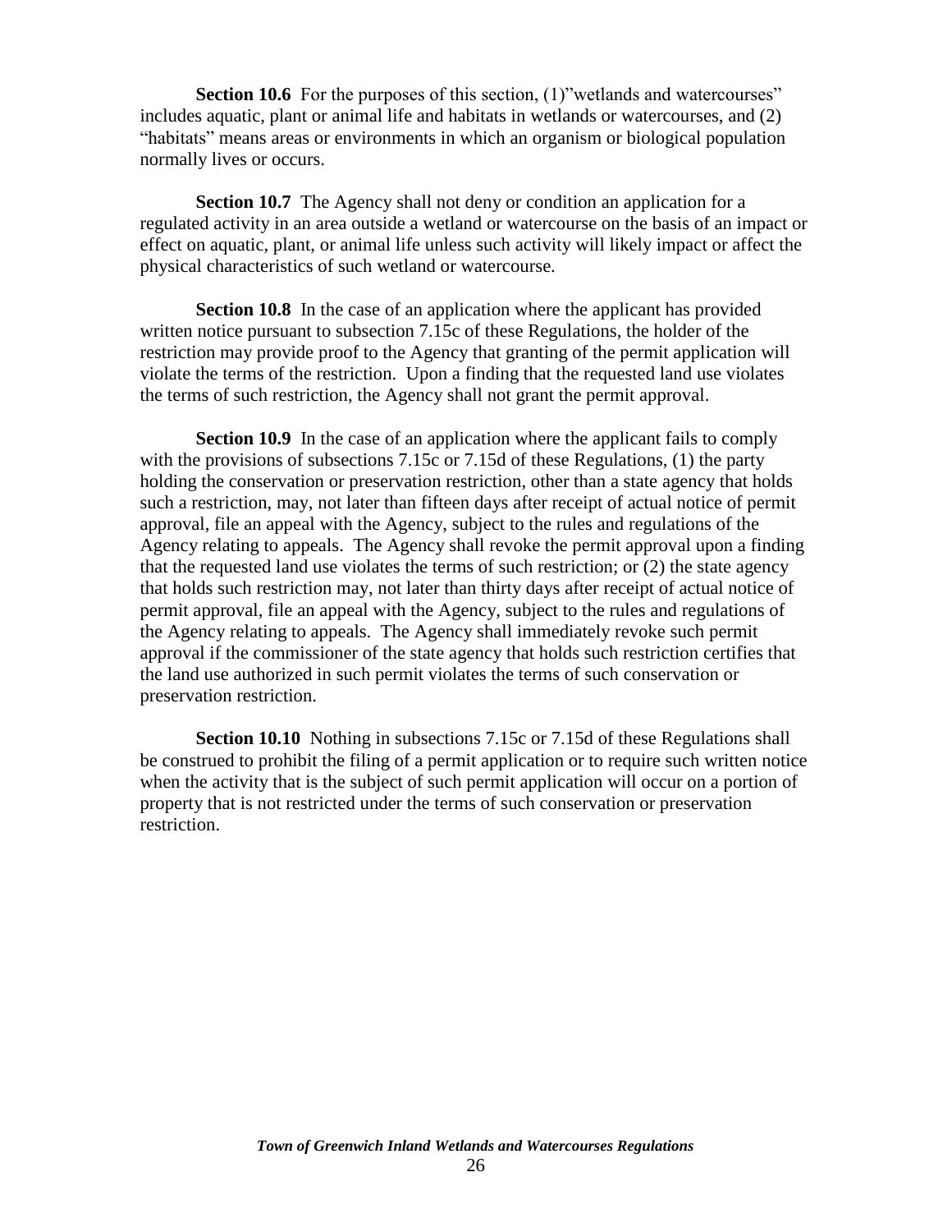**Section 10.6** For the purposes of this section, (1)"wetlands and watercourses" includes aquatic, plant or animal life and habitats in wetlands or watercourses, and (2) "habitats" means areas or environments in which an organism or biological population normally lives or occurs.

**Section 10.7** The Agency shall not deny or condition an application for a regulated activity in an area outside a wetland or watercourse on the basis of an impact or effect on aquatic, plant, or animal life unless such activity will likely impact or affect the physical characteristics of such wetland or watercourse.

**Section 10.8** In the case of an application where the applicant has provided written notice pursuant to subsection 7.15c of these Regulations, the holder of the restriction may provide proof to the Agency that granting of the permit application will violate the terms of the restriction. Upon a finding that the requested land use violates the terms of such restriction, the Agency shall not grant the permit approval.

**Section 10.9** In the case of an application where the applicant fails to comply with the provisions of subsections 7.15c or 7.15d of these Regulations, (1) the party holding the conservation or preservation restriction, other than a state agency that holds such a restriction, may, not later than fifteen days after receipt of actual notice of permit approval, file an appeal with the Agency, subject to the rules and regulations of the Agency relating to appeals. The Agency shall revoke the permit approval upon a finding that the requested land use violates the terms of such restriction; or (2) the state agency that holds such restriction may, not later than thirty days after receipt of actual notice of permit approval, file an appeal with the Agency, subject to the rules and regulations of the Agency relating to appeals. The Agency shall immediately revoke such permit approval if the commissioner of the state agency that holds such restriction certifies that the land use authorized in such permit violates the terms of such conservation or preservation restriction.

**Section 10.10** Nothing in subsections 7.15c or 7.15d of these Regulations shall be construed to prohibit the filing of a permit application or to require such written notice when the activity that is the subject of such permit application will occur on a portion of property that is not restricted under the terms of such conservation or preservation restriction.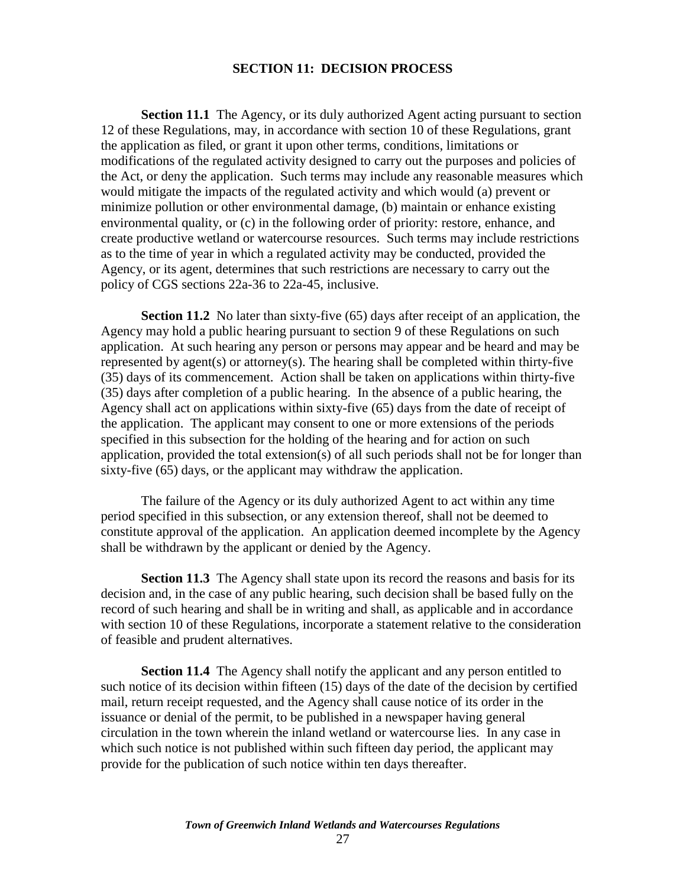## SECTION 11: DECISION PROCESS

**Section 11.1** The Agency, or its duly authorized Agent acting pursuant to section 12 of these Regulations, may, in accordance with section 10 of these Regulations, grant the application as filed, or grant it upon other terms, conditions, limitations or modifications of the regulated activity designed to carry out the purposes and policies of the Act, or deny the application. Such terms may include any reasonable measures which would mitigate the impacts of the regulated activity and which would (a) prevent or minimize pollution or other environmental damage, (b) maintain or enhance existing environmental quality, or (c) in the following order of priority: restore, enhance, and create productive wetland or watercourse resources. Such terms may include restrictions as to the time of year in which a regulated activity may be conducted, provided the Agency, or its agent, determines that such restrictions are necessary to carry out the policy of CGS sections 22a-36 to 22a-45, inclusive.

**Section 11.2** No later than sixty-five (65) days after receipt of an application, the Agency may hold a public hearing pursuant to section 9 of these Regulations on such application. At such hearing any person or persons may appear and be heard and may be represented by agent(s) or attorney(s). The hearing shall be completed within thirty-five (35) days of its commencement. Action shall be taken on applications within thirty-five (35) days after completion of a public hearing. In the absence of a public hearing, the Agency shall act on applications within sixty-five (65) days from the date of receipt of the application. The applicant may consent to one or more extensions of the periods specified in this subsection for the holding of the hearing and for action on such application, provided the total extension(s) of all such periods shall not be for longer than sixty-five (65) days, or the applicant may withdraw the application.

The failure of the Agency or its duly authorized Agent to act within any time period specified in this subsection, or any extension thereof, shall not be deemed to constitute approval of the application. An application deemed incomplete by the Agency shall be withdrawn by the applicant or denied by the Agency.

**Section 11.3** The Agency shall state upon its record the reasons and basis for its decision and, in the case of any public hearing, such decision shall be based fully on the record of such hearing and shall be in writing and shall, as applicable and in accordance with section 10 of these Regulations, incorporate a statement relative to the consideration of feasible and prudent alternatives.

**Section 11.4** The Agency shall notify the applicant and any person entitled to such notice of its decision within fifteen (15) days of the date of the decision by certified mail, return receipt requested, and the Agency shall cause notice of its order in the issuance or denial of the permit, to be published in a newspaper having general circulation in the town wherein the inland wetland or watercourse lies. In any case in which such notice is not published within such fifteen day period, the applicant may provide for the publication of such notice within ten days thereafter.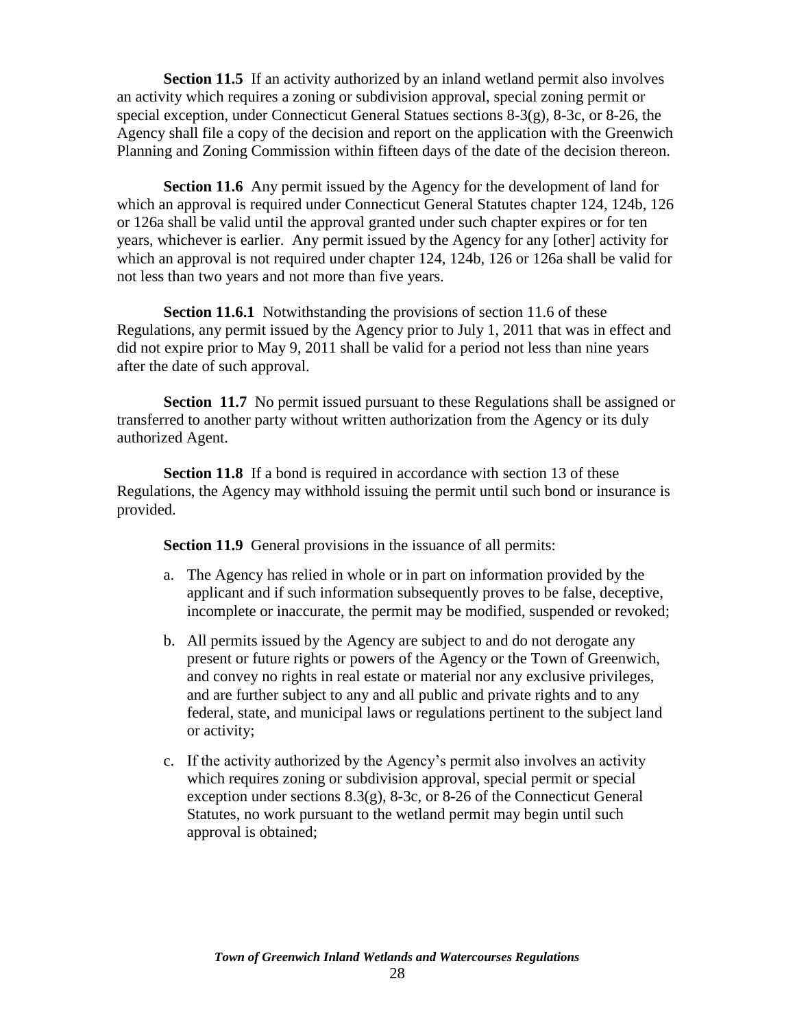**Section 11.5** If an activity authorized by an inland wetland permit also involves an activity which requires a zoning or subdivision approval, special zoning permit or special exception, under Connecticut General Statues sections 8-3(g), 8-3c, or 8-26, the Agency shall file a copy of the decision and report on the application with the Greenwich Planning and Zoning Commission within fifteen days of the date of the decision thereon.

**Section 11.6** Any permit issued by the Agency for the development of land for which an approval is required under Connecticut General Statutes chapter 124, 124b, 126 or 126a shall be valid until the approval granted under such chapter expires or for ten years, whichever is earlier. Any permit issued by the Agency for any [other] activity for which an approval is not required under chapter 124, 124b, 126 or 126a shall be valid for not less than two years and not more than five years.

**Section 11.6.1** Notwithstanding the provisions of section 11.6 of these Regulations, any permit issued by the Agency prior to July 1, 2011 that was in effect and did not expire prior to May 9, 2011 shall be valid for a period not less than nine years after the date of such approval.

**Section 11.7** No permit issued pursuant to these Regulations shall be assigned or transferred to another party without written authorization from the Agency or its duly authorized Agent.

**Section 11.8** If a bond is required in accordance with section 13 of these Regulations, the Agency may withhold issuing the permit until such bond or insurance is provided.

**Section 11.9** General provisions in the issuance of all permits:

a. The Agency has relied in whole or in part on information provided by the applicant and if such information subsequently proves to be false, deceptive, incomplete or inaccurate, the permit may be modified, suspended or revoked;

b. All permits issued by the Agency are subject to and do not derogate any present or future rights or powers of the Agency or the Town of Greenwich, and convey no rights in real estate or material nor any exclusive privileges, and are further subject to any and all public and private rights and to any federal, state, and municipal laws or regulations pertinent to the subject land or activity;

c. If the activity authorized by the Agency's permit also involves an activity which requires zoning or subdivision approval, special permit or special exception under sections 8.3(g), 8-3c, or 8-26 of the Connecticut General Statutes, no work pursuant to the wetland permit may begin until such approval is obtained;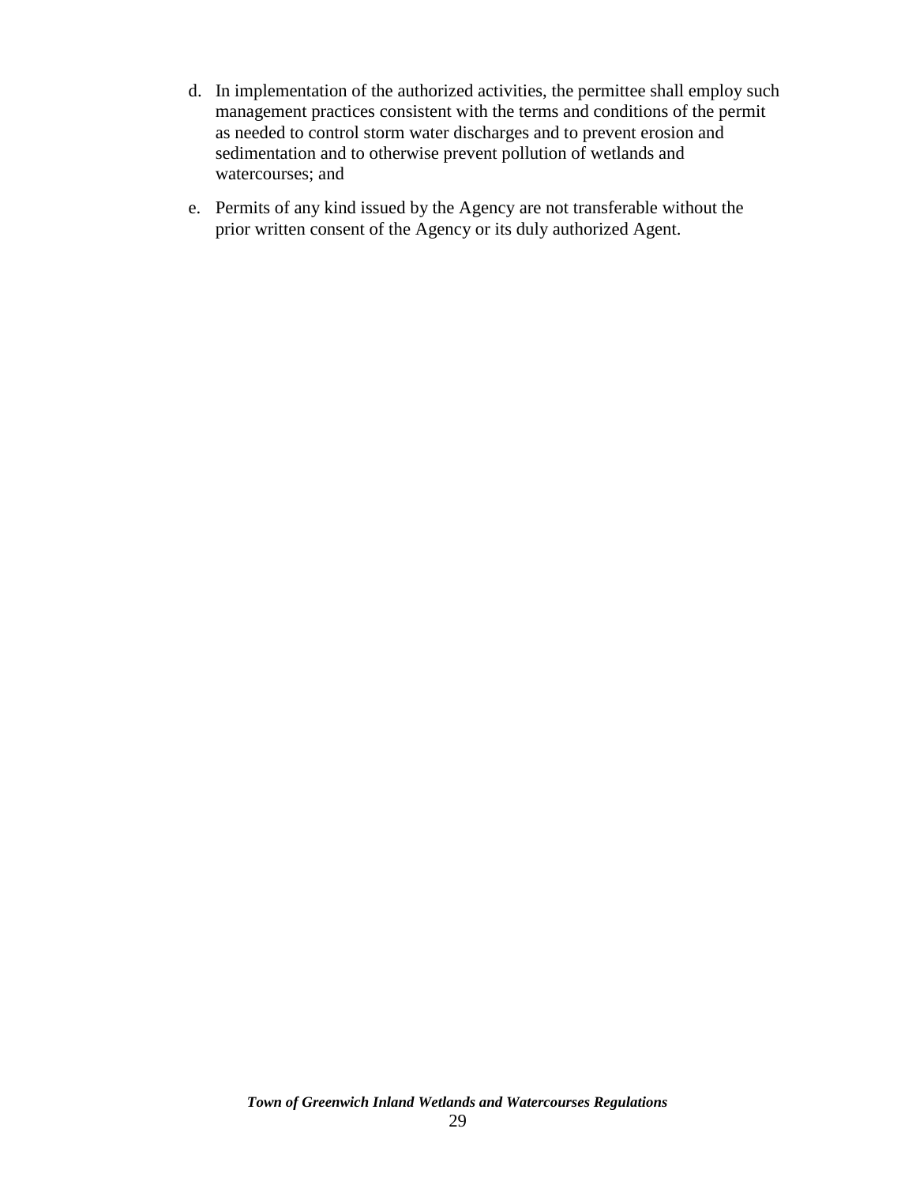d. In implementation of the authorized activities, the permittee shall employ such management practices consistent with the terms and conditions of the permit as needed to control storm water discharges and to prevent erosion and sedimentation and to otherwise prevent pollution of wetlands and watercourses; and

e. Permits of any kind issued by the Agency are not transferable without the prior written consent of the Agency or its duly authorized Agent.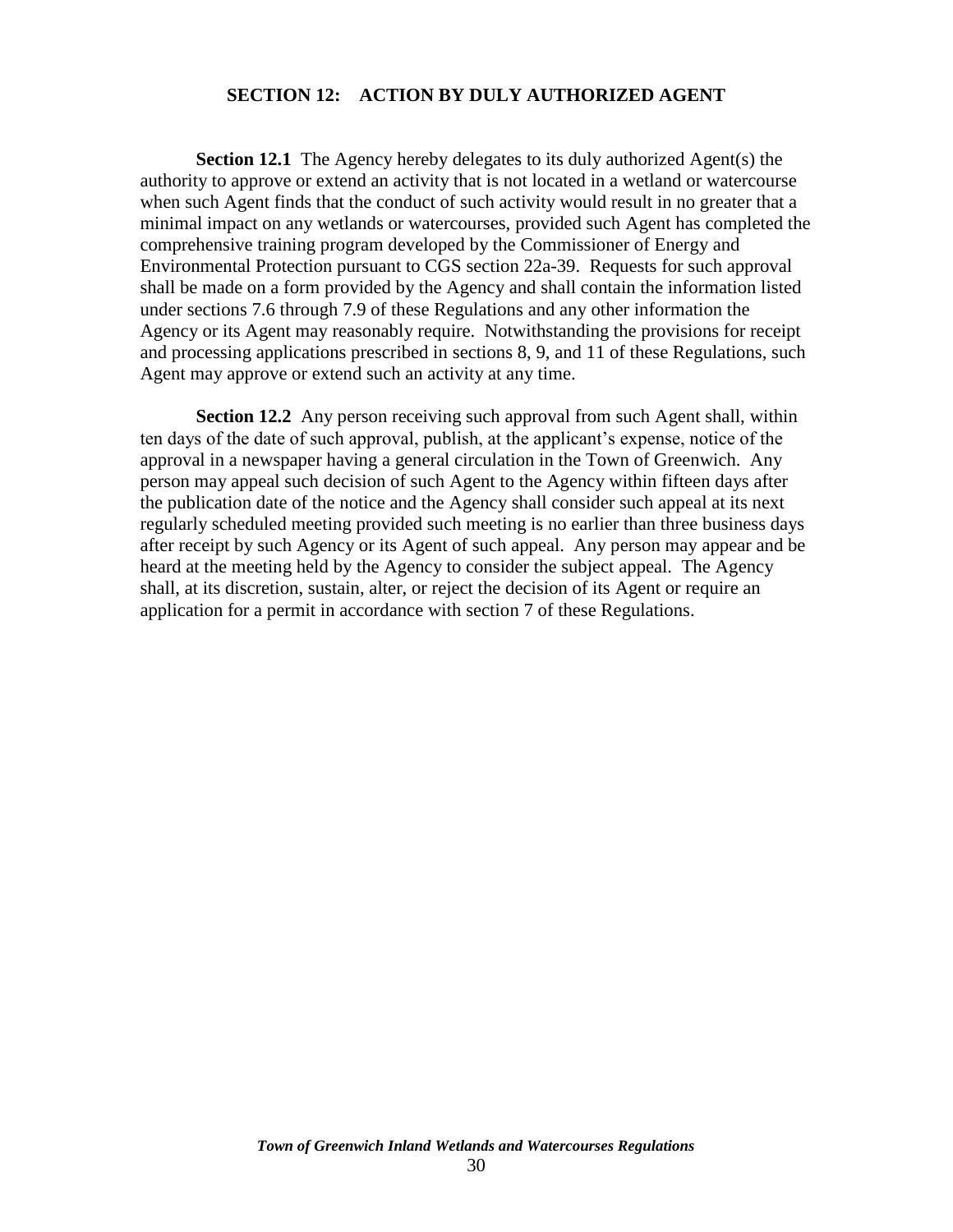## SECTION 12: ACTION BY DULY AUTHORIZED AGENT

**Section 12.1** The Agency hereby delegates to its duly authorized Agent(s) the authority to approve or extend an activity that is not located in a wetland or watercourse when such Agent finds that the conduct of such activity would result in no greater that a minimal impact on any wetlands or watercourses, provided such Agent has completed the comprehensive training program developed by the Commissioner of Energy and Environmental Protection pursuant to CGS section 22a-39. Requests for such approval shall be made on a form provided by the Agency and shall contain the information listed under sections 7.6 through 7.9 of these Regulations and any other information the Agency or its Agent may reasonably require. Notwithstanding the provisions for receipt and processing applications prescribed in sections 8, 9, and 11 of these Regulations, such Agent may approve or extend such an activity at any time.

**Section 12.2** Any person receiving such approval from such Agent shall, within ten days of the date of such approval, publish, at the applicant's expense, notice of the approval in a newspaper having a general circulation in the Town of Greenwich. Any person may appeal such decision of such Agent to the Agency within fifteen days after the publication date of the notice and the Agency shall consider such appeal at its next regularly scheduled meeting provided such meeting is no earlier than three business days after receipt by such Agency or its Agent of such appeal. Any person may appear and be heard at the meeting held by the Agency to consider the subject appeal. The Agency shall, at its discretion, sustain, alter, or reject the decision of its Agent or require an application for a permit in accordance with section 7 of these Regulations.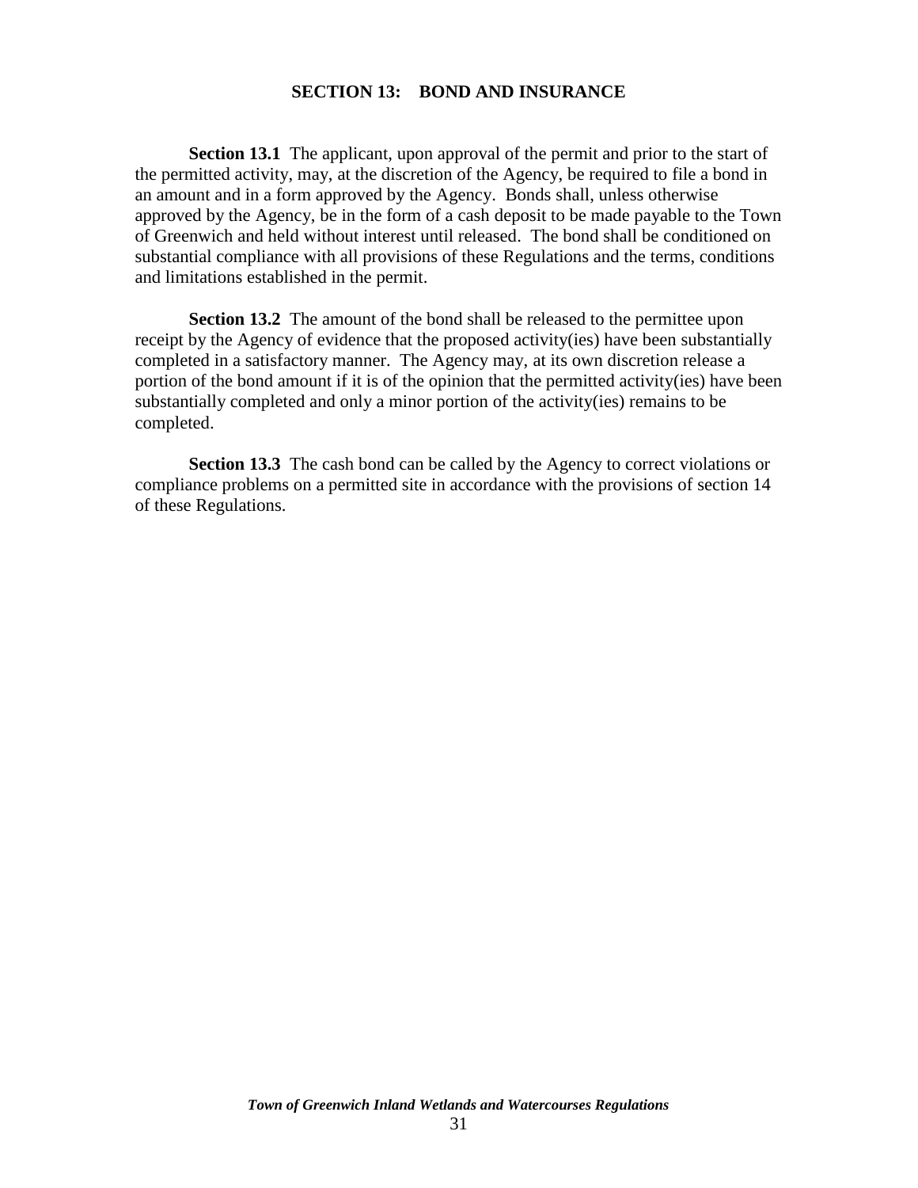## SECTION 13: BOND AND INSURANCE

**Section 13.1** The applicant, upon approval of the permit and prior to the start of the permitted activity, may, at the discretion of the Agency, be required to file a bond in an amount and in a form approved by the Agency. Bonds shall, unless otherwise approved by the Agency, be in the form of a cash deposit to be made payable to the Town of Greenwich and held without interest until released. The bond shall be conditioned on substantial compliance with all provisions of these Regulations and the terms, conditions and limitations established in the permit.

**Section 13.2** The amount of the bond shall be released to the permittee upon receipt by the Agency of evidence that the proposed activity(ies) have been substantially completed in a satisfactory manner. The Agency may, at its own discretion release a portion of the bond amount if it is of the opinion that the permitted activity(ies) have been substantially completed and only a minor portion of the activity(ies) remains to be completed.

**Section 13.3** The cash bond can be called by the Agency to correct violations or compliance problems on a permitted site in accordance with the provisions of section 14 of these Regulations.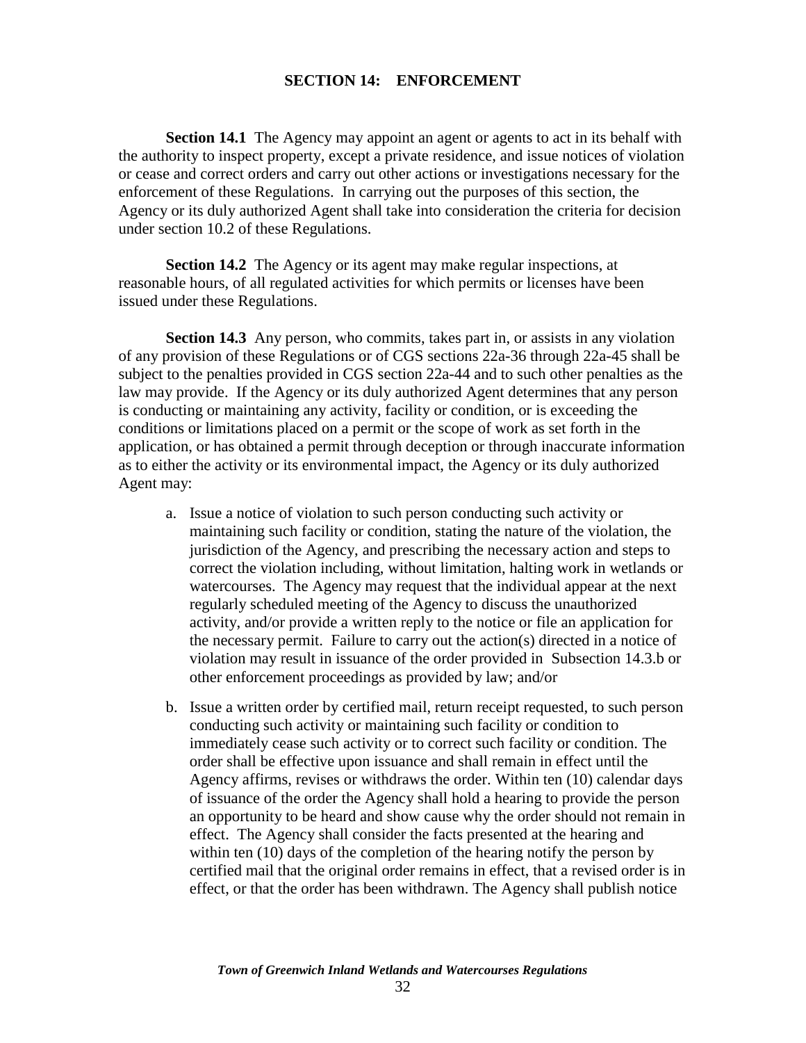## SECTION 14: ENFORCEMENT

**Section 14.1** The Agency may appoint an agent or agents to act in its behalf with the authority to inspect property, except a private residence, and issue notices of violation or cease and correct orders and carry out other actions or investigations necessary for the enforcement of these Regulations. In carrying out the purposes of this section, the Agency or its duly authorized Agent shall take into consideration the criteria for decision under section 10.2 of these Regulations.

**Section 14.2** The Agency or its agent may make regular inspections, at reasonable hours, of all regulated activities for which permits or licenses have been issued under these Regulations.

**Section 14.3** Any person, who commits, takes part in, or assists in any violation of any provision of these Regulations or of CGS sections 22a-36 through 22a-45 shall be subject to the penalties provided in CGS section 22a-44 and to such other penalties as the law may provide. If the Agency or its duly authorized Agent determines that any person is conducting or maintaining any activity, facility or condition, or is exceeding the conditions or limitations placed on a permit or the scope of work as set forth in the application, or has obtained a permit through deception or through inaccurate information as to either the activity or its environmental impact, the Agency or its duly authorized Agent may:

a. Issue a notice of violation to such person conducting such activity or maintaining such facility or condition, stating the nature of the violation, the jurisdiction of the Agency, and prescribing the necessary action and steps to correct the violation including, without limitation, halting work in wetlands or watercourses. The Agency may request that the individual appear at the next regularly scheduled meeting of the Agency to discuss the unauthorized activity, and/or provide a written reply to the notice or file an application for the necessary permit. Failure to carry out the action(s) directed in a notice of violation may result in issuance of the order provided in Subsection 14.3.b or other enforcement proceedings as provided by law; and/or

b. Issue a written order by certified mail, return receipt requested, to such person conducting such activity or maintaining such facility or condition to immediately cease such activity or to correct such facility or condition. The order shall be effective upon issuance and shall remain in effect until the Agency affirms, revises or withdraws the order. Within ten (10) calendar days of issuance of the order the Agency shall hold a hearing to provide the person an opportunity to be heard and show cause why the order should not remain in effect. The Agency shall consider the facts presented at the hearing and within ten (10) days of the completion of the hearing notify the person by certified mail that the original order remains in effect, that a revised order is in effect, or that the order has been withdrawn. The Agency shall publish notice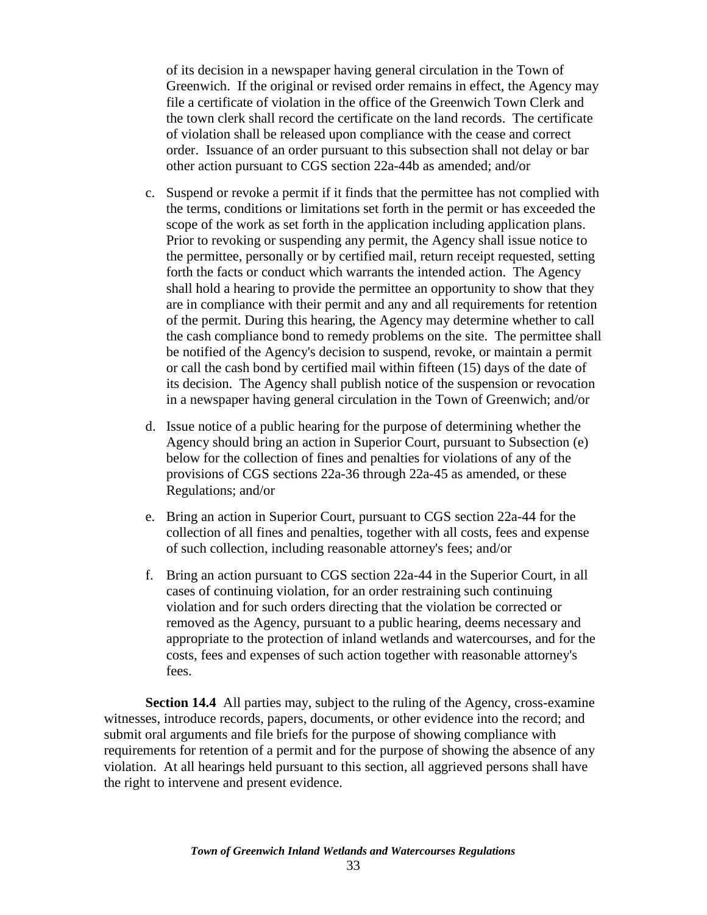of its decision in a newspaper having general circulation in the Town of Greenwich. If the original or revised order remains in effect, the Agency may file a certificate of violation in the office of the Greenwich Town Clerk and the town clerk shall record the certificate on the land records. The certificate of violation shall be released upon compliance with the cease and correct order. Issuance of an order pursuant to this subsection shall not delay or bar other action pursuant to CGS section 22a-44b as amended; and/or

c. Suspend or revoke a permit if it finds that the permittee has not complied with the terms, conditions or limitations set forth in the permit or has exceeded the scope of the work as set forth in the application including application plans. Prior to revoking or suspending any permit, the Agency shall issue notice to the permittee, personally or by certified mail, return receipt requested, setting forth the facts or conduct which warrants the intended action. The Agency shall hold a hearing to provide the permittee an opportunity to show that they are in compliance with their permit and any and all requirements for retention of the permit. During this hearing, the Agency may determine whether to call the cash compliance bond to remedy problems on the site. The permittee shall be notified of the Agency's decision to suspend, revoke, or maintain a permit or call the cash bond by certified mail within fifteen (15) days of the date of its decision. The Agency shall publish notice of the suspension or revocation in a newspaper having general circulation in the Town of Greenwich; and/or

d. Issue notice of a public hearing for the purpose of determining whether the Agency should bring an action in Superior Court, pursuant to Subsection (e) below for the collection of fines and penalties for violations of any of the provisions of CGS sections 22a-36 through 22a-45 as amended, or these Regulations; and/or

e. Bring an action in Superior Court, pursuant to CGS section 22a-44 for the collection of all fines and penalties, together with all costs, fees and expense of such collection, including reasonable attorney's fees; and/or

f. Bring an action pursuant to CGS section 22a-44 in the Superior Court, in all cases of continuing violation, for an order restraining such continuing violation and for such orders directing that the violation be corrected or removed as the Agency, pursuant to a public hearing, deems necessary and appropriate to the protection of inland wetlands and watercourses, and for the costs, fees and expenses of such action together with reasonable attorney's fees.

**Section 14.4** All parties may, subject to the ruling of the Agency, cross-examine witnesses, introduce records, papers, documents, or other evidence into the record; and submit oral arguments and file briefs for the purpose of showing compliance with requirements for retention of a permit and for the purpose of showing the absence of any violation. At all hearings held pursuant to this section, all aggrieved persons shall have the right to intervene and present evidence.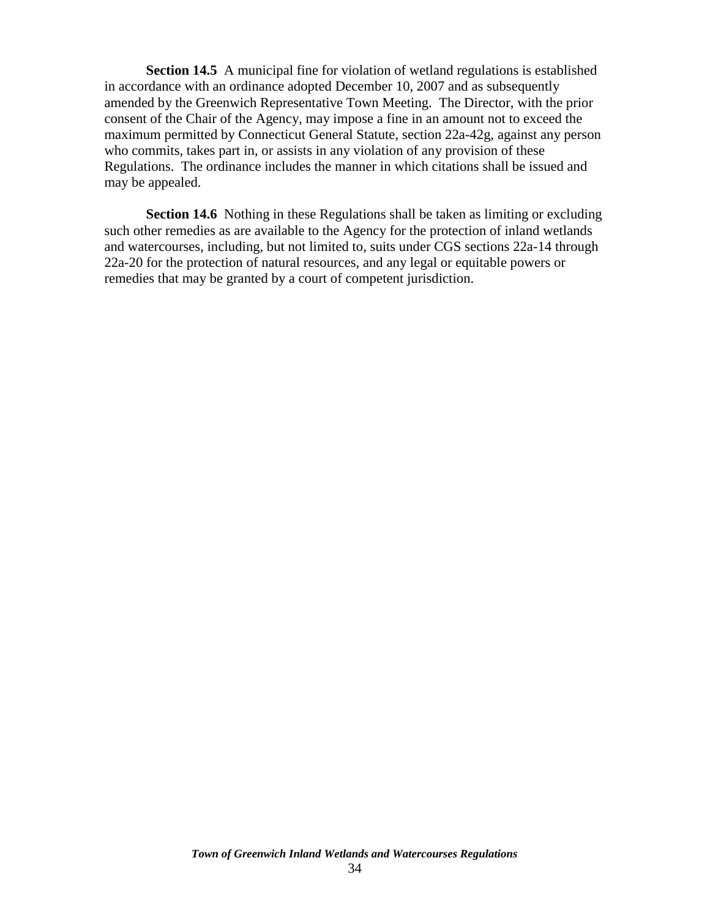**Section 14.5** A municipal fine for violation of wetland regulations is established in accordance with an ordinance adopted December 10, 2007 and as subsequently amended by the Greenwich Representative Town Meeting. The Director, with the prior consent of the Chair of the Agency, may impose a fine in an amount not to exceed the maximum permitted by Connecticut General Statute, section 22a-42g, against any person who commits, takes part in, or assists in any violation of any provision of these Regulations. The ordinance includes the manner in which citations shall be issued and may be appealed.

**Section 14.6** Nothing in these Regulations shall be taken as limiting or excluding such other remedies as are available to the Agency for the protection of inland wetlands and watercourses, including, but not limited to, suits under CGS sections 22a-14 through 22a-20 for the protection of natural resources, and any legal or equitable powers or remedies that may be granted by a court of competent jurisdiction.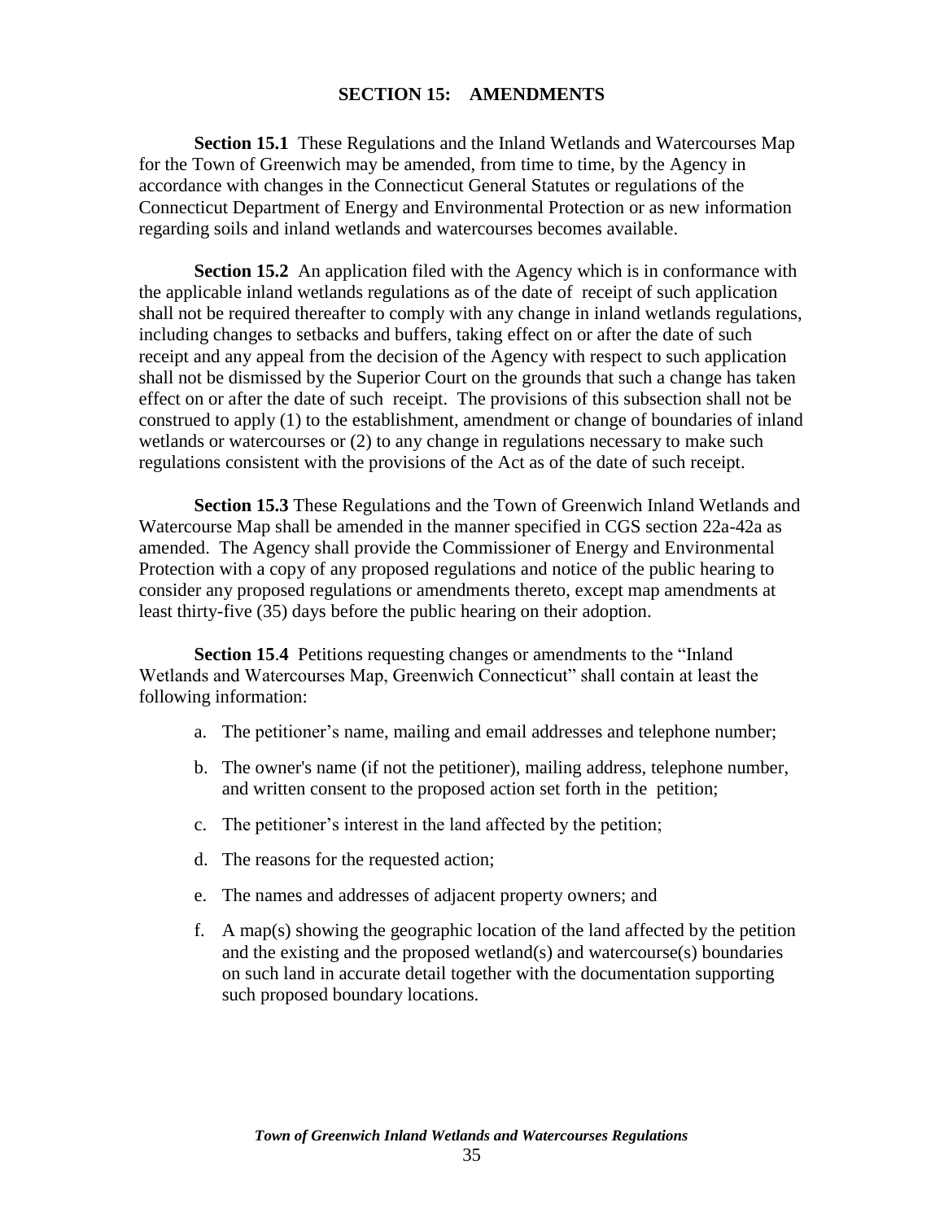## SECTION 15: AMENDMENTS

**Section 15.1** These Regulations and the Inland Wetlands and Watercourses Map for the Town of Greenwich may be amended, from time to time, by the Agency in accordance with changes in the Connecticut General Statutes or regulations of the Connecticut Department of Energy and Environmental Protection or as new information regarding soils and inland wetlands and watercourses becomes available.

**Section 15.2** An application filed with the Agency which is in conformance with the applicable inland wetlands regulations as of the date of receipt of such application shall not be required thereafter to comply with any change in inland wetlands regulations, including changes to setbacks and buffers, taking effect on or after the date of such receipt and any appeal from the decision of the Agency with respect to such application shall not be dismissed by the Superior Court on the grounds that such a change has taken effect on or after the date of such receipt. The provisions of this subsection shall not be construed to apply (1) to the establishment, amendment or change of boundaries of inland wetlands or watercourses or (2) to any change in regulations necessary to make such regulations consistent with the provisions of the Act as of the date of such receipt.

**Section 15.3** These Regulations and the Town of Greenwich Inland Wetlands and Watercourse Map shall be amended in the manner specified in CGS section 22a-42a as amended. The Agency shall provide the Commissioner of Energy and Environmental Protection with a copy of any proposed regulations and notice of the public hearing to consider any proposed regulations or amendments thereto, except map amendments at least thirty-five (35) days before the public hearing on their adoption.

**Section 15.4** Petitions requesting changes or amendments to the "Inland Wetlands and Watercourses Map, Greenwich Connecticut" shall contain at least the following information:

a. The petitioner's name, mailing and email addresses and telephone number;

b. The owner's name (if not the petitioner), mailing address, telephone number, and written consent to the proposed action set forth in the petition;

c. The petitioner's interest in the land affected by the petition;

d. The reasons for the requested action;

e. The names and addresses of adjacent property owners; and

f. A map(s) showing the geographic location of the land affected by the petition and the existing and the proposed wetland(s) and watercourse(s) boundaries on such land in accurate detail together with the documentation supporting such proposed boundary locations.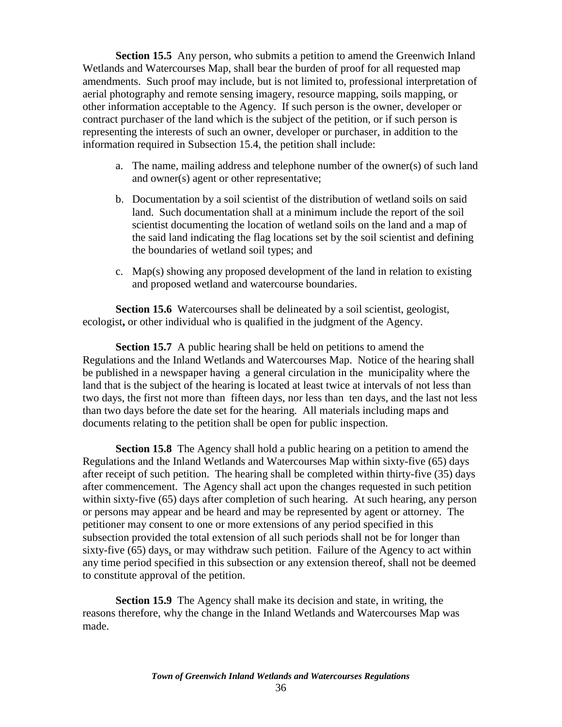**Section 15.5** Any person, who submits a petition to amend the Greenwich Inland Wetlands and Watercourses Map, shall bear the burden of proof for all requested map amendments. Such proof may include, but is not limited to, professional interpretation of aerial photography and remote sensing imagery, resource mapping, soils mapping, or other information acceptable to the Agency. If such person is the owner, developer or contract purchaser of the land which is the subject of the petition, or if such person is representing the interests of such an owner, developer or purchaser, in addition to the information required in Subsection 15.4, the petition shall include:

a. The name, mailing address and telephone number of the owner(s) of such land and owner(s) agent or other representative;

b. Documentation by a soil scientist of the distribution of wetland soils on said land. Such documentation shall at a minimum include the report of the soil scientist documenting the location of wetland soils on the land and a map of the said land indicating the flag locations set by the soil scientist and defining the boundaries of wetland soil types; and

c. Map(s) showing any proposed development of the land in relation to existing and proposed wetland and watercourse boundaries.

**Section 15.6** Watercourses shall be delineated by a soil scientist, geologist, ecologist**,** or other individual who is qualified in the judgment of the Agency.

**Section 15.7** A public hearing shall be held on petitions to amend the Regulations and the Inland Wetlands and Watercourses Map. Notice of the hearing shall be published in a newspaper having a general circulation in the municipality where the land that is the subject of the hearing is located at least twice at intervals of not less than two days, the first not more than fifteen days, nor less than ten days, and the last not less than two days before the date set for the hearing. All materials including maps and documents relating to the petition shall be open for public inspection.

**Section 15.8** The Agency shall hold a public hearing on a petition to amend the Regulations and the Inland Wetlands and Watercourses Map within sixty-five (65) days after receipt of such petition. The hearing shall be completed within thirty-five (35) days after commencement. The Agency shall act upon the changes requested in such petition within sixty-five (65) days after completion of such hearing. At such hearing, any person or persons may appear and be heard and may be represented by agent or attorney. The petitioner may consent to one or more extensions of any period specified in this subsection provided the total extension of all such periods shall not be for longer than sixty-five (65) days, or may withdraw such petition. Failure of the Agency to act within any time period specified in this subsection or any extension thereof, shall not be deemed to constitute approval of the petition.

**Section 15.9** The Agency shall make its decision and state, in writing, the reasons therefore, why the change in the Inland Wetlands and Watercourses Map was made.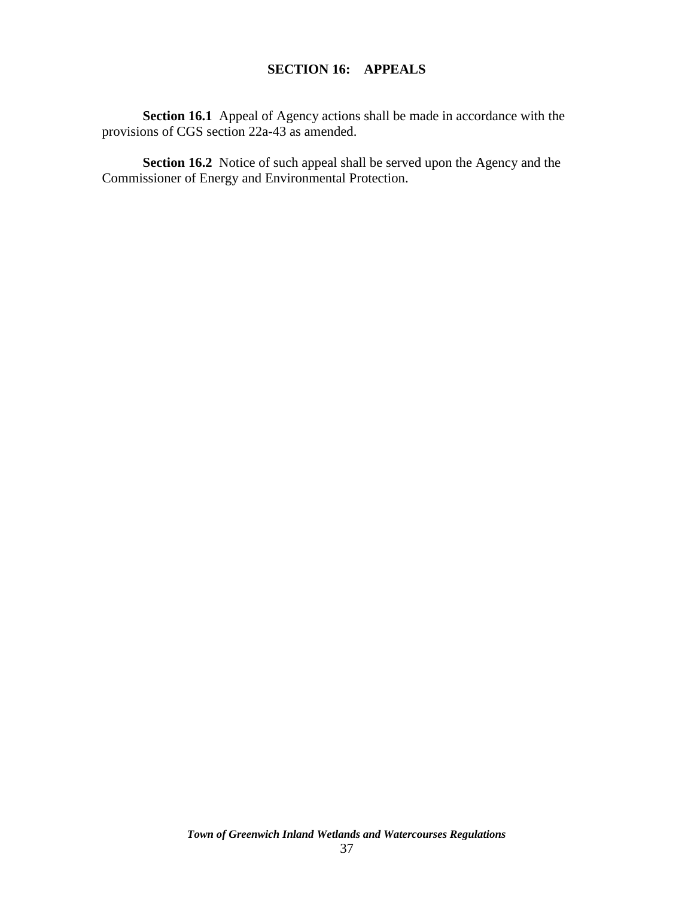## SECTION 16: APPEALS

**Section 16.1** Appeal of Agency actions shall be made in accordance with the provisions of CGS section 22a-43 as amended.

**Section 16.2** Notice of such appeal shall be served upon the Agency and the Commissioner of Energy and Environmental Protection.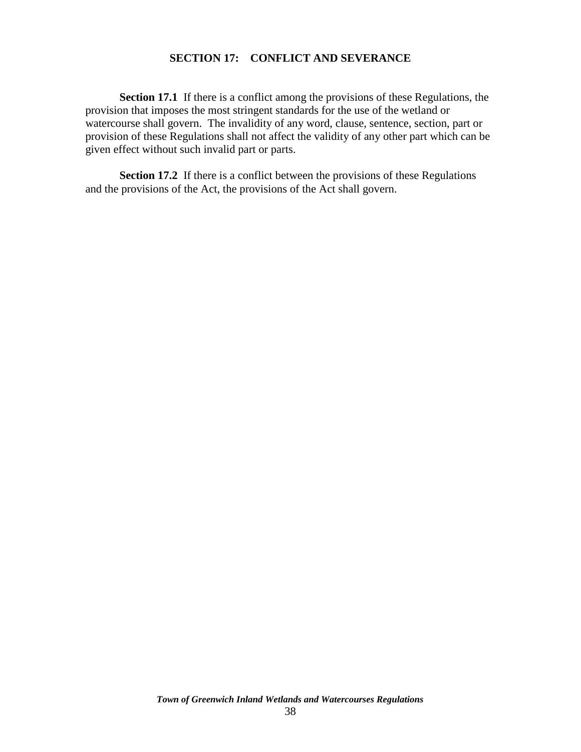## SECTION 17: CONFLICT AND SEVERANCE

**Section 17.1** If there is a conflict among the provisions of these Regulations, the provision that imposes the most stringent standards for the use of the wetland or watercourse shall govern. The invalidity of any word, clause, sentence, section, part or provision of these Regulations shall not affect the validity of any other part which can be given effect without such invalid part or parts.

**Section 17.2** If there is a conflict between the provisions of these Regulations and the provisions of the Act, the provisions of the Act shall govern.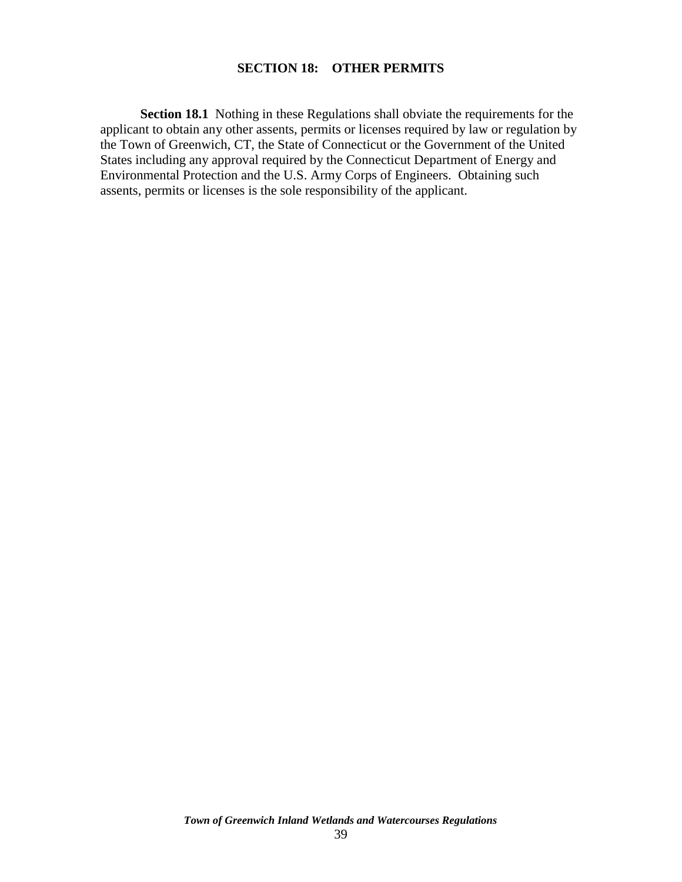## SECTION 18: OTHER PERMITS

**Section 18.1** Nothing in these Regulations shall obviate the requirements for the applicant to obtain any other assents, permits or licenses required by law or regulation by the Town of Greenwich, CT, the State of Connecticut or the Government of the United States including any approval required by the Connecticut Department of Energy and Environmental Protection and the U.S. Army Corps of Engineers. Obtaining such assents, permits or licenses is the sole responsibility of the applicant.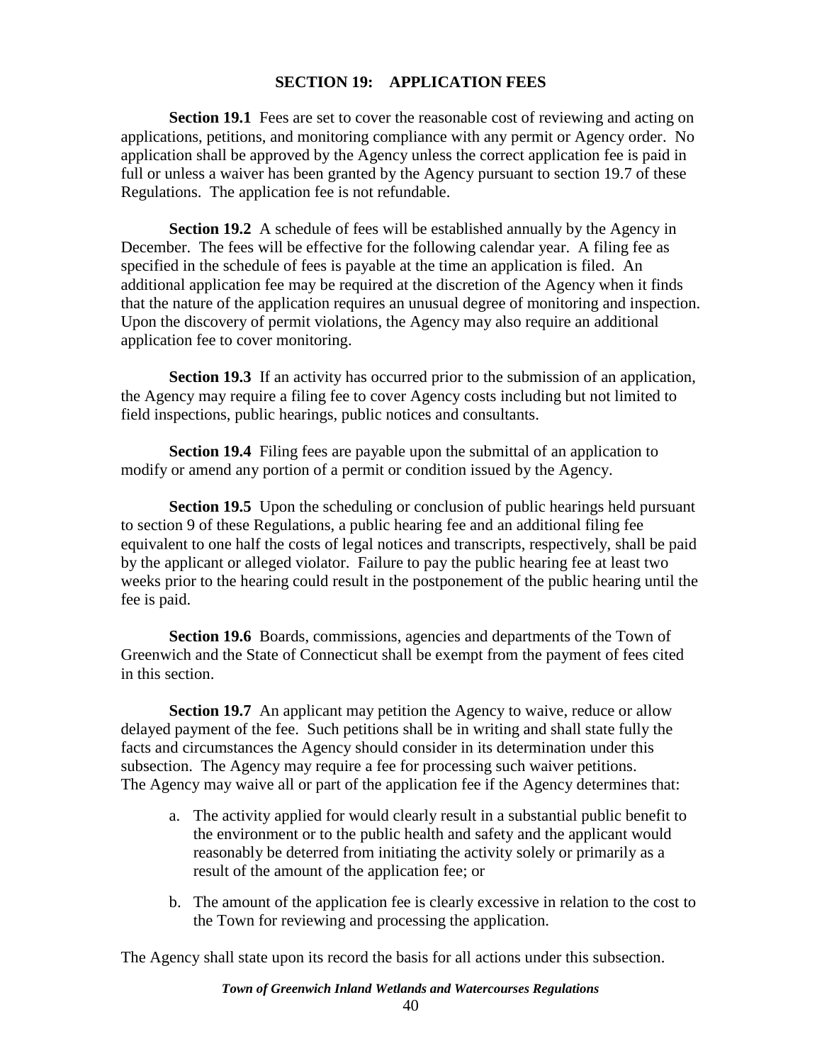## SECTION 19: APPLICATION FEES

**Section 19.1** Fees are set to cover the reasonable cost of reviewing and acting on applications, petitions, and monitoring compliance with any permit or Agency order. No application shall be approved by the Agency unless the correct application fee is paid in full or unless a waiver has been granted by the Agency pursuant to section 19.7 of these Regulations. The application fee is not refundable.

**Section 19.2** A schedule of fees will be established annually by the Agency in December. The fees will be effective for the following calendar year. A filing fee as specified in the schedule of fees is payable at the time an application is filed. An additional application fee may be required at the discretion of the Agency when it finds that the nature of the application requires an unusual degree of monitoring and inspection. Upon the discovery of permit violations, the Agency may also require an additional application fee to cover monitoring.

**Section 19.3** If an activity has occurred prior to the submission of an application, the Agency may require a filing fee to cover Agency costs including but not limited to field inspections, public hearings, public notices and consultants.

**Section 19.4** Filing fees are payable upon the submittal of an application to modify or amend any portion of a permit or condition issued by the Agency.

**Section 19.5** Upon the scheduling or conclusion of public hearings held pursuant to section 9 of these Regulations, a public hearing fee and an additional filing fee equivalent to one half the costs of legal notices and transcripts, respectively, shall be paid by the applicant or alleged violator. Failure to pay the public hearing fee at least two weeks prior to the hearing could result in the postponement of the public hearing until the fee is paid.

**Section 19.6** Boards, commissions, agencies and departments of the Town of Greenwich and the State of Connecticut shall be exempt from the payment of fees cited in this section.

**Section 19.7** An applicant may petition the Agency to waive, reduce or allow delayed payment of the fee. Such petitions shall be in writing and shall state fully the facts and circumstances the Agency should consider in its determination under this subsection. The Agency may require a fee for processing such waiver petitions. The Agency may waive all or part of the application fee if the Agency determines that:

a. The activity applied for would clearly result in a substantial public benefit to the environment or to the public health and safety and the applicant would reasonably be deterred from initiating the activity solely or primarily as a result of the amount of the application fee; or

b. The amount of the application fee is clearly excessive in relation to the cost to the Town for reviewing and processing the application.

The Agency shall state upon its record the basis for all actions under this subsection.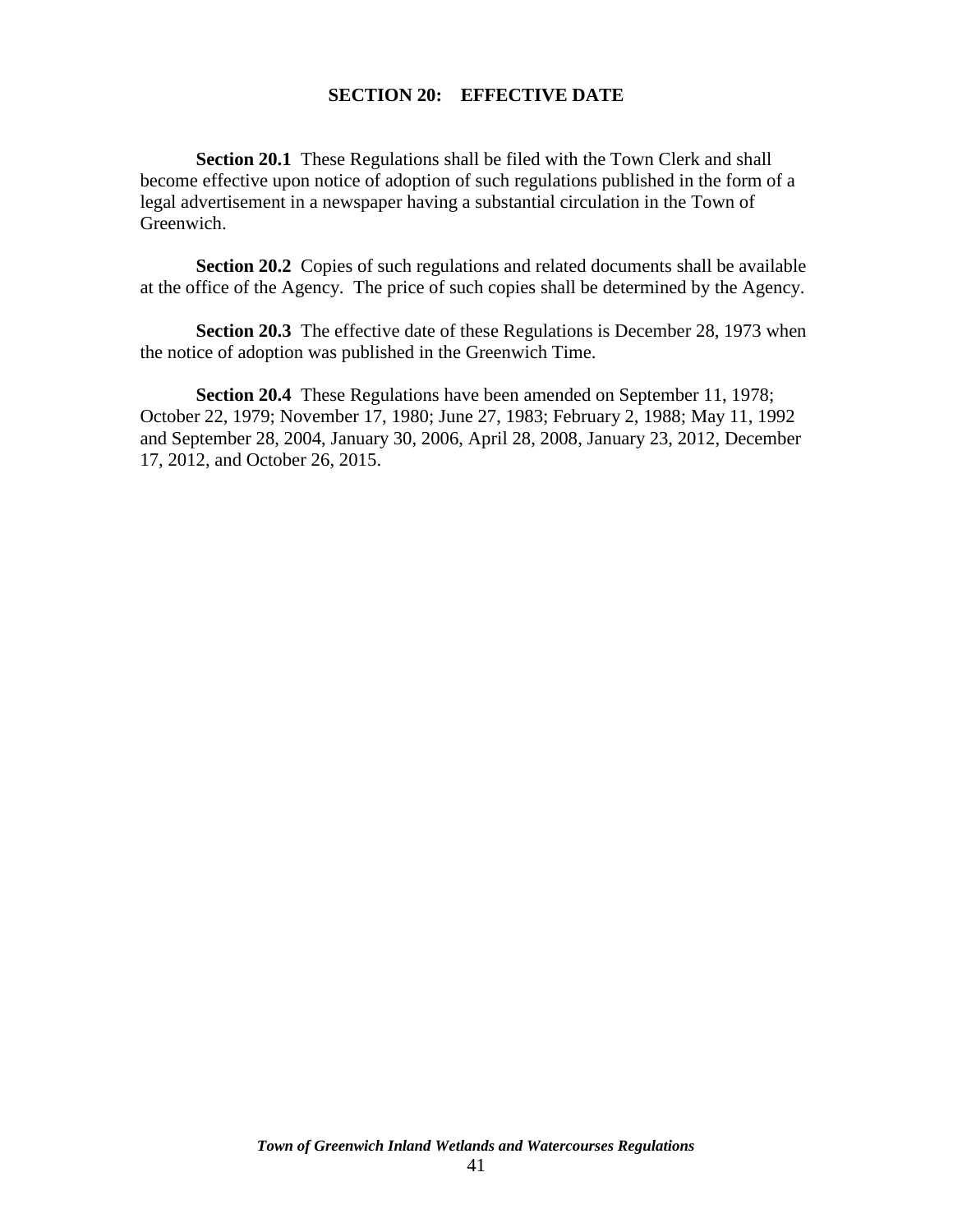## SECTION 20: EFFECTIVE DATE

**Section 20.1** These Regulations shall be filed with the Town Clerk and shall become effective upon notice of adoption of such regulations published in the form of a legal advertisement in a newspaper having a substantial circulation in the Town of Greenwich.

**Section 20.2** Copies of such regulations and related documents shall be available at the office of the Agency. The price of such copies shall be determined by the Agency.

**Section 20.3** The effective date of these Regulations is December 28, 1973 when the notice of adoption was published in the Greenwich Time.

**Section 20.4** These Regulations have been amended on September 11, 1978; October 22, 1979; November 17, 1980; June 27, 1983; February 2, 1988; May 11, 1992 and September 28, 2004, January 30, 2006, April 28, 2008, January 23, 2012, December 17, 2012, and October 26, 2015.